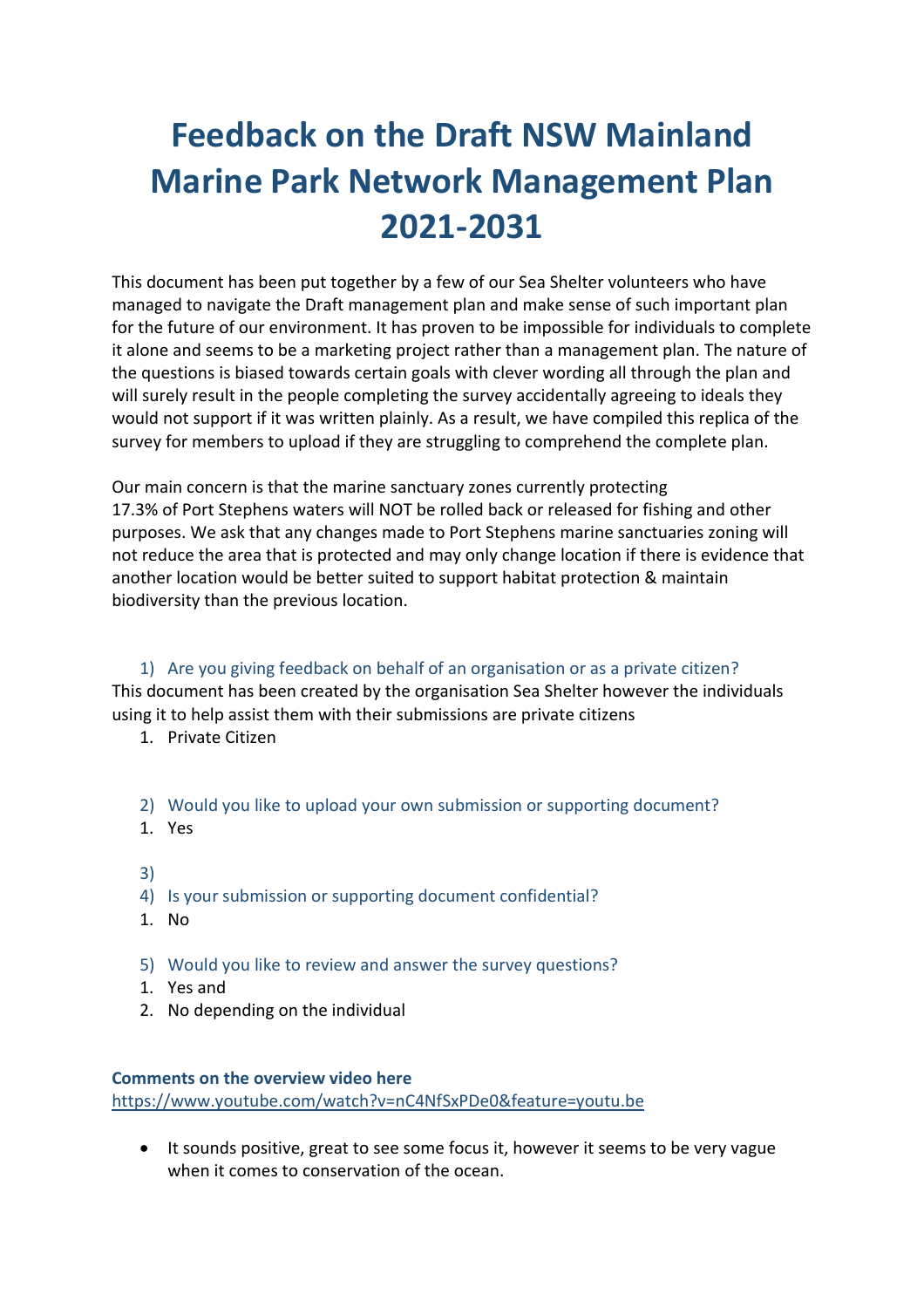# Feedback on the Draft NSW Mainland Marine Park Network Management Plan 2021-2031

This document has been put together by a few of our Sea Shelter volunteers who have managed to navigate the Draft management plan and make sense of such important plan for the future of our environment. It has proven to be impossible for individuals to complete it alone and seems to be a marketing project rather than a management plan. The nature of the questions is biased towards certain goals with clever wording all through the plan and will surely result in the people completing the survey accidentally agreeing to ideals they would not support if it was written plainly. As a result, we have compiled this replica of the survey for members to upload if they are struggling to comprehend the complete plan.

Our main concern is that the marine sanctuary zones currently protecting 17.3% of Port Stephens waters will NOT be rolled back or released for fishing and other purposes. We ask that any changes made to Port Stephens marine sanctuaries zoning will not reduce the area that is protected and may only change location if there is evidence that another location would be better suited to support habitat protection & maintain biodiversity than the previous location.

1) Are you giving feedback on behalf of an organisation or as a private citizen?

This document has been created by the organisation Sea Shelter however the individuals using it to help assist them with their submissions are private citizens

1. Private Citizen

2) Would you like to upload your own submission or supporting document?

1. Yes

3)

4) Is your submission or supporting document confidential?

1. No

5) Would you like to review and answer the survey questions?

1. Yes and
2. No depending on the individual

**Comments on the overview video here**
https://www.youtube.com/watch?v=nC4NfSxPDe0&feature=youtu.be

- It sounds positive, great to see some focus it, however it seems to be very vague when it comes to conservation of the ocean.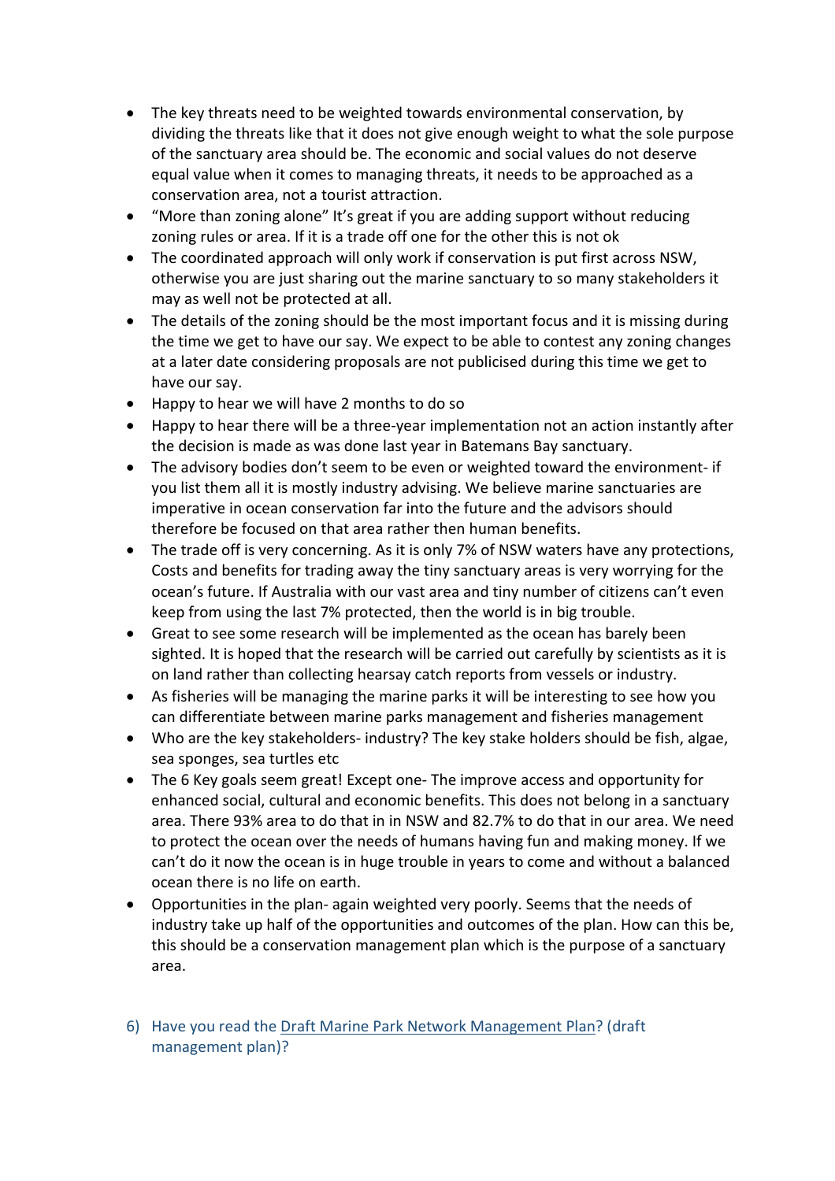- The key threats need to be weighted towards environmental conservation, by dividing the threats like that it does not give enough weight to what the sole purpose of the sanctuary area should be. The economic and social values do not deserve equal value when it comes to managing threats, it needs to be approached as a conservation area, not a tourist attraction.
- "More than zoning alone" It's great if you are adding support without reducing zoning rules or area. If it is a trade off one for the other this is not ok
- The coordinated approach will only work if conservation is put first across NSW, otherwise you are just sharing out the marine sanctuary to so many stakeholders it may as well not be protected at all.
- The details of the zoning should be the most important focus and it is missing during the time we get to have our say. We expect to be able to contest any zoning changes at a later date considering proposals are not publicised during this time we get to have our say.
- Happy to hear we will have 2 months to do so
- Happy to hear there will be a three-year implementation not an action instantly after the decision is made as was done last year in Batemans Bay sanctuary.
- The advisory bodies don't seem to be even or weighted toward the environment- if you list them all it is mostly industry advising. We believe marine sanctuaries are imperative in ocean conservation far into the future and the advisors should therefore be focused on that area rather then human benefits.
- The trade off is very concerning. As it is only 7% of NSW waters have any protections, Costs and benefits for trading away the tiny sanctuary areas is very worrying for the ocean's future. If Australia with our vast area and tiny number of citizens can't even keep from using the last 7% protected, then the world is in big trouble.
- Great to see some research will be implemented as the ocean has barely been sighted. It is hoped that the research will be carried out carefully by scientists as it is on land rather than collecting hearsay catch reports from vessels or industry.
- As fisheries will be managing the marine parks it will be interesting to see how you can differentiate between marine parks management and fisheries management
- Who are the key stakeholders- industry? The key stake holders should be fish, algae, sea sponges, sea turtles etc
- The 6 Key goals seem great! Except one- The improve access and opportunity for enhanced social, cultural and economic benefits. This does not belong in a sanctuary area. There 93% area to do that in in NSW and 82.7% to do that in our area. We need to protect the ocean over the needs of humans having fun and making money. If we can't do it now the ocean is in huge trouble in years to come and without a balanced ocean there is no life on earth.
- Opportunities in the plan- again weighted very poorly. Seems that the needs of industry take up half of the opportunities and outcomes of the plan. How can this be, this should be a conservation management plan which is the purpose of a sanctuary area.

6) Have you read the Draft Marine Park Network Management Plan? (draft management plan)?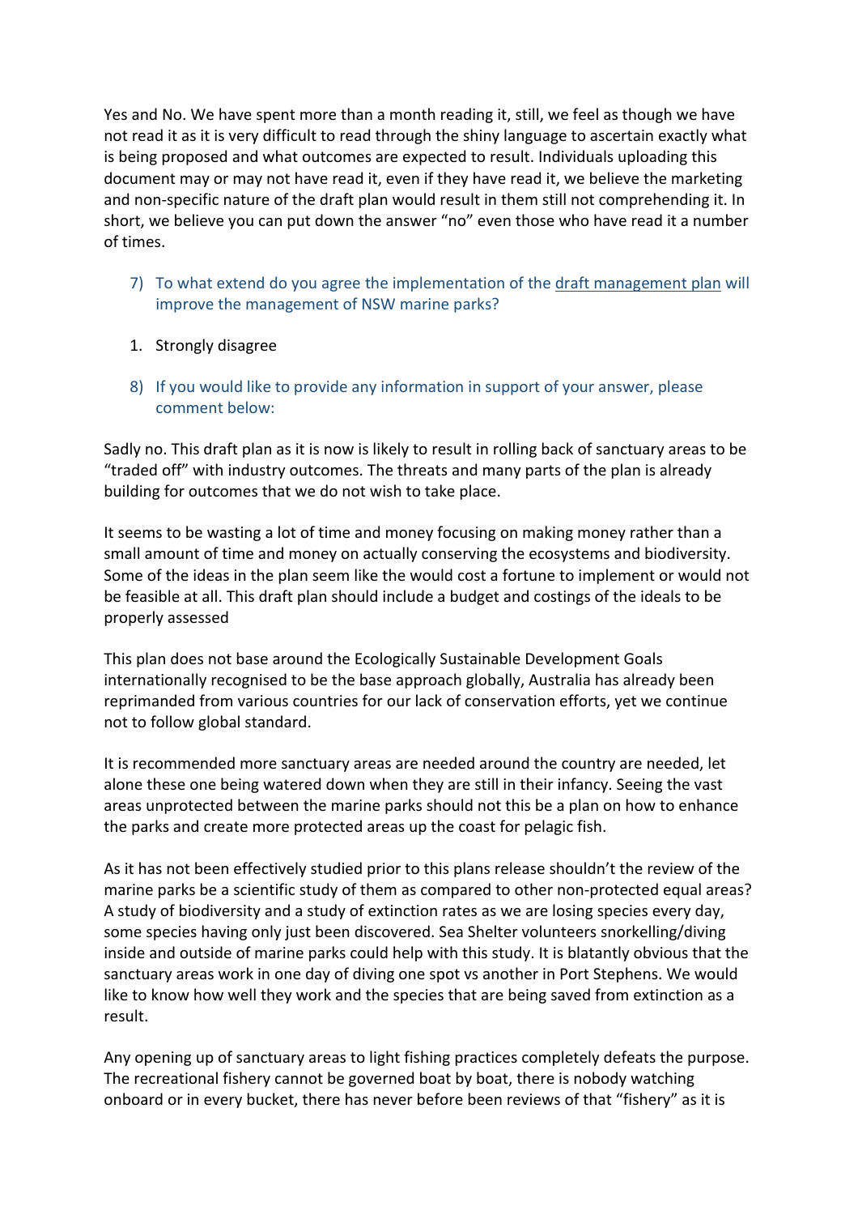Yes and No. We have spent more than a month reading it, still, we feel as though we have not read it as it is very difficult to read through the shiny language to ascertain exactly what is being proposed and what outcomes are expected to result. Individuals uploading this document may or may not have read it, even if they have read it, we believe the marketing and non-specific nature of the draft plan would result in them still not comprehending it. In short, we believe you can put down the answer "no" even those who have read it a number of times.

7) To what extend do you agree the implementation of the draft management plan will improve the management of NSW marine parks?

1. Strongly disagree

8) If you would like to provide any information in support of your answer, please comment below:

Sadly no. This draft plan as it is now is likely to result in rolling back of sanctuary areas to be "traded off" with industry outcomes. The threats and many parts of the plan is already building for outcomes that we do not wish to take place.

It seems to be wasting a lot of time and money focusing on making money rather than a small amount of time and money on actually conserving the ecosystems and biodiversity. Some of the ideas in the plan seem like the would cost a fortune to implement or would not be feasible at all. This draft plan should include a budget and costings of the ideals to be properly assessed

This plan does not base around the Ecologically Sustainable Development Goals internationally recognised to be the base approach globally, Australia has already been reprimanded from various countries for our lack of conservation efforts, yet we continue not to follow global standard.

It is recommended more sanctuary areas are needed around the country are needed, let alone these one being watered down when they are still in their infancy. Seeing the vast areas unprotected between the marine parks should not this be a plan on how to enhance the parks and create more protected areas up the coast for pelagic fish.

As it has not been effectively studied prior to this plans release shouldn't the review of the marine parks be a scientific study of them as compared to other non-protected equal areas? A study of biodiversity and a study of extinction rates as we are losing species every day, some species having only just been discovered. Sea Shelter volunteers snorkelling/diving inside and outside of marine parks could help with this study. It is blatantly obvious that the sanctuary areas work in one day of diving one spot vs another in Port Stephens. We would like to know how well they work and the species that are being saved from extinction as a result.

Any opening up of sanctuary areas to light fishing practices completely defeats the purpose. The recreational fishery cannot be governed boat by boat, there is nobody watching onboard or in every bucket, there has never before been reviews of that "fishery" as it is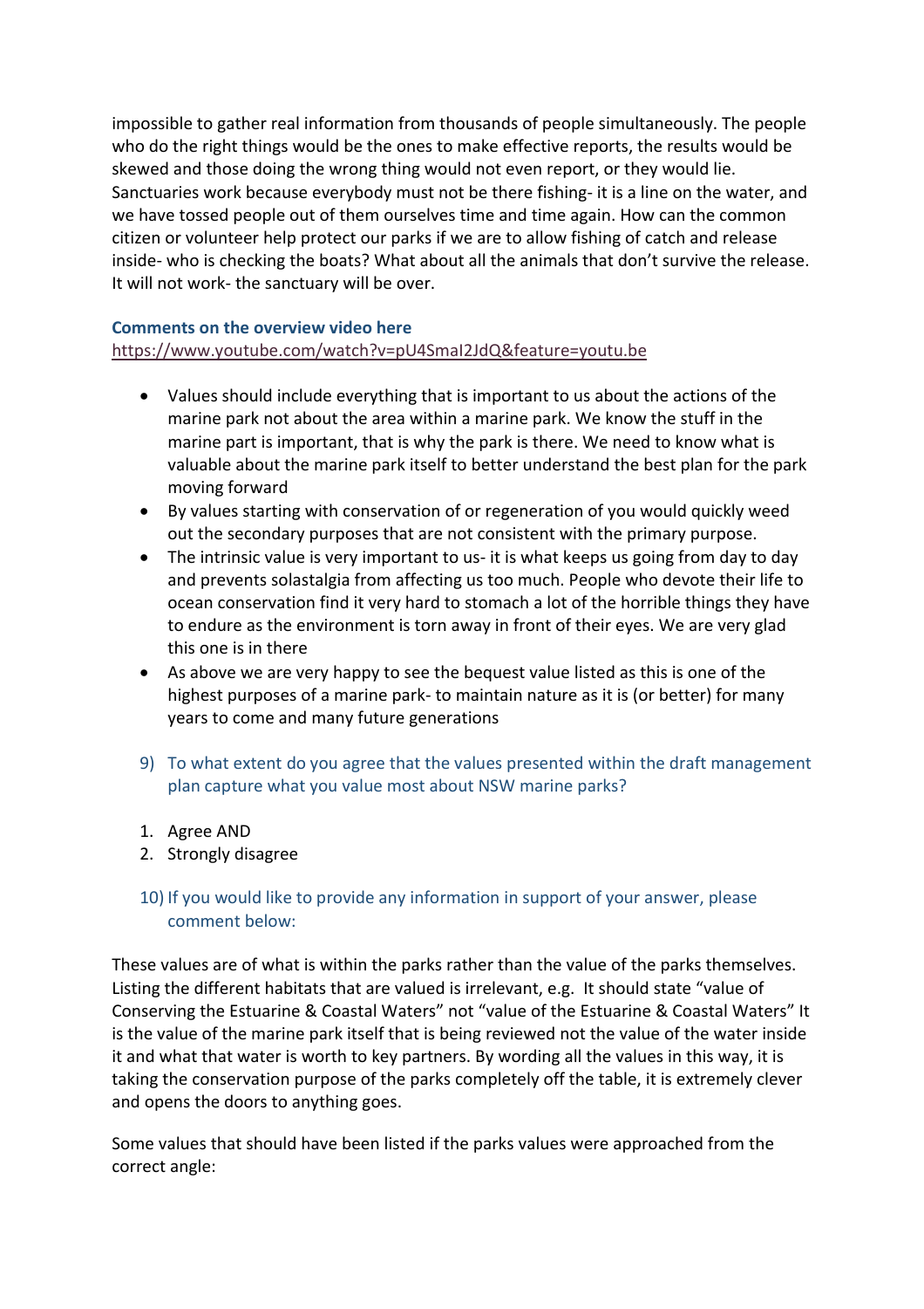impossible to gather real information from thousands of people simultaneously. The people who do the right things would be the ones to make effective reports, the results would be skewed and those doing the wrong thing would not even report, or they would lie. Sanctuaries work because everybody must not be there fishing- it is a line on the water, and we have tossed people out of them ourselves time and time again. How can the common citizen or volunteer help protect our parks if we are to allow fishing of catch and release inside- who is checking the boats? What about all the animals that don't survive the release. It will not work- the sanctuary will be over.

### Comments on the overview video here

https://www.youtube.com/watch?v=pU4SmaI2JdQ&feature=youtu.be

- Values should include everything that is important to us about the actions of the marine park not about the area within a marine park. We know the stuff in the marine part is important, that is why the park is there. We need to know what is valuable about the marine park itself to better understand the best plan for the park moving forward
- By values starting with conservation of or regeneration of you would quickly weed out the secondary purposes that are not consistent with the primary purpose.
- The intrinsic value is very important to us- it is what keeps us going from day to day and prevents solastalgia from affecting us too much. People who devote their life to ocean conservation find it very hard to stomach a lot of the horrible things they have to endure as the environment is torn away in front of their eyes. We are very glad this one is in there
- As above we are very happy to see the bequest value listed as this is one of the highest purposes of a marine park- to maintain nature as it is (or better) for many years to come and many future generations

9) To what extent do you agree that the values presented within the draft management plan capture what you value most about NSW marine parks?

1. Agree AND
2. Strongly disagree

10) If you would like to provide any information in support of your answer, please comment below:

These values are of what is within the parks rather than the value of the parks themselves. Listing the different habitats that are valued is irrelevant, e.g. It should state "value of Conserving the Estuarine & Coastal Waters" not "value of the Estuarine & Coastal Waters" It is the value of the marine park itself that is being reviewed not the value of the water inside it and what that water is worth to key partners. By wording all the values in this way, it is taking the conservation purpose of the parks completely off the table, it is extremely clever and opens the doors to anything goes.

Some values that should have been listed if the parks values were approached from the correct angle: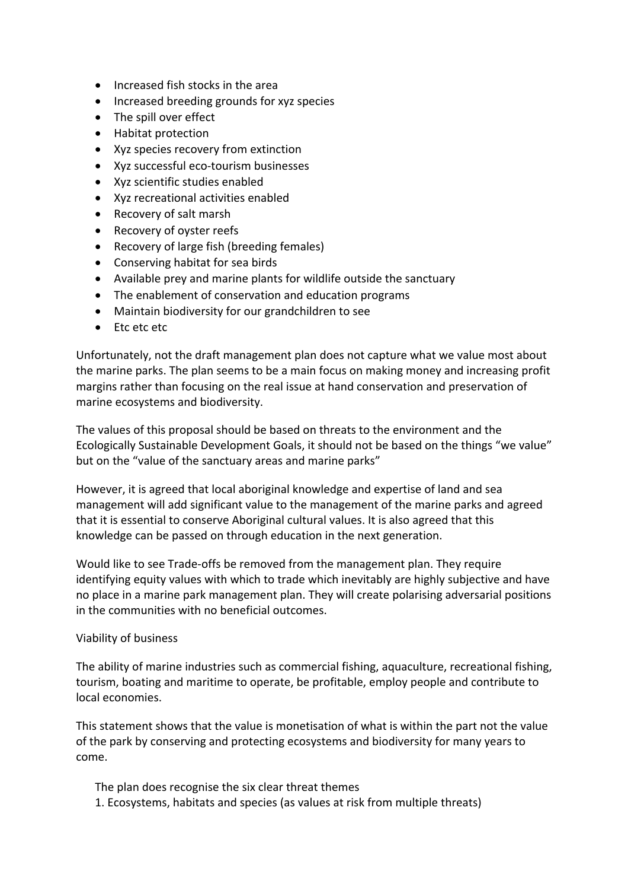- Increased fish stocks in the area
- Increased breeding grounds for xyz species
- The spill over effect
- Habitat protection
- Xyz species recovery from extinction
- Xyz successful eco-tourism businesses
- Xyz scientific studies enabled
- Xyz recreational activities enabled
- Recovery of salt marsh
- Recovery of oyster reefs
- Recovery of large fish (breeding females)
- Conserving habitat for sea birds
- Available prey and marine plants for wildlife outside the sanctuary
- The enablement of conservation and education programs
- Maintain biodiversity for our grandchildren to see
- Etc etc etc

Unfortunately, not the draft management plan does not capture what we value most about the marine parks. The plan seems to be a main focus on making money and increasing profit margins rather than focusing on the real issue at hand conservation and preservation of marine ecosystems and biodiversity.

The values of this proposal should be based on threats to the environment and the Ecologically Sustainable Development Goals, it should not be based on the things "we value" but on the "value of the sanctuary areas and marine parks"

However, it is agreed that local aboriginal knowledge and expertise of land and sea management will add significant value to the management of the marine parks and agreed that it is essential to conserve Aboriginal cultural values. It is also agreed that this knowledge can be passed on through education in the next generation.

Would like to see Trade-offs be removed from the management plan. They require identifying equity values with which to trade which inevitably are highly subjective and have no place in a marine park management plan. They will create polarising adversarial positions in the communities with no beneficial outcomes.

Viability of business

The ability of marine industries such as commercial fishing, aquaculture, recreational fishing, tourism, boating and maritime to operate, be profitable, employ people and contribute to local economies.

This statement shows that the value is monetisation of what is within the part not the value of the park by conserving and protecting ecosystems and biodiversity for many years to come.

The plan does recognise the six clear threat themes

1. Ecosystems, habitats and species (as values at risk from multiple threats)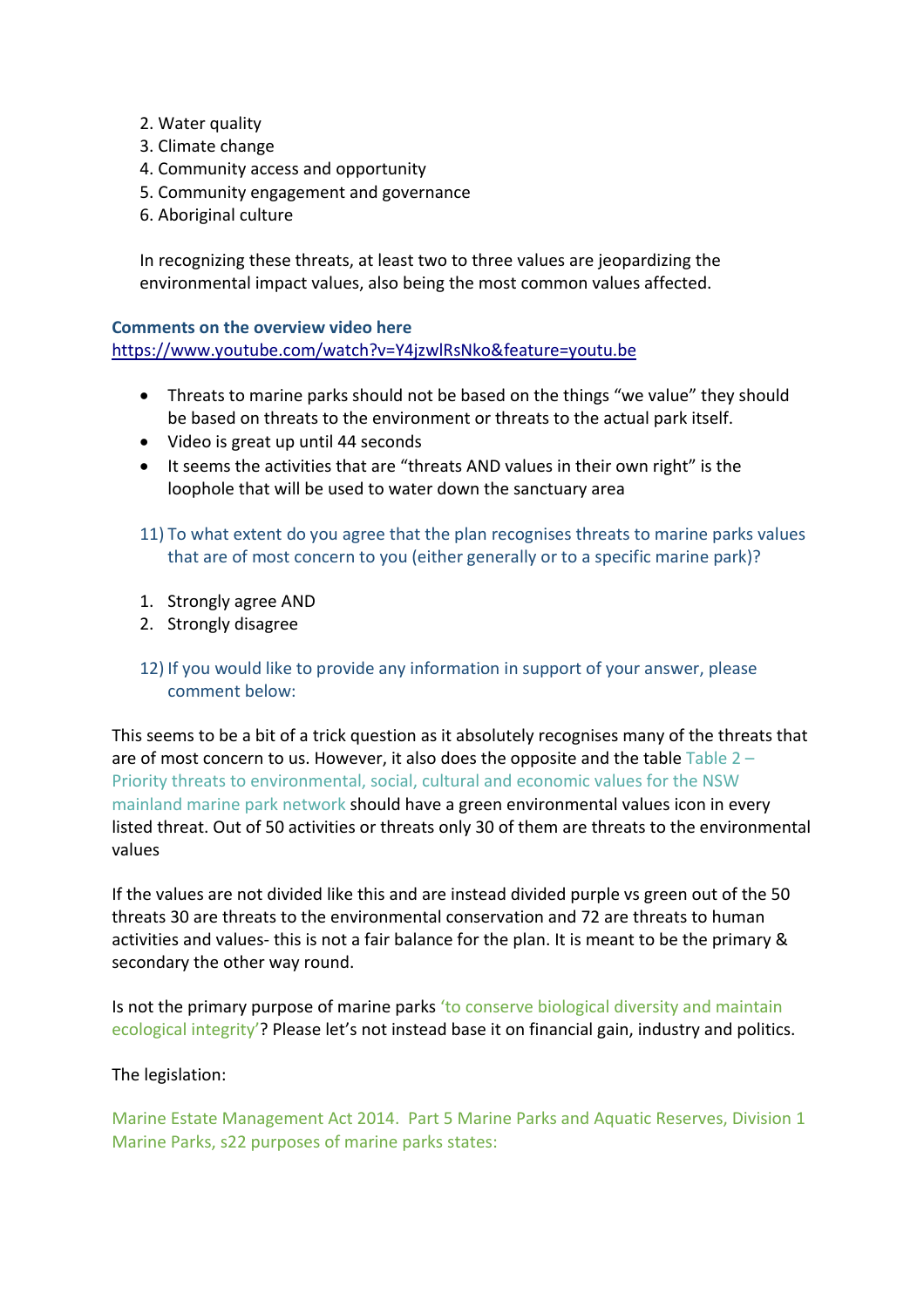2. Water quality
3. Climate change
4. Community access and opportunity
5. Community engagement and governance
6. Aboriginal culture

In recognizing these threats, at least two to three values are jeopardizing the environmental impact values, also being the most common values affected.

**Comments on the overview video here**
https://www.youtube.com/watch?v=Y4jzwlRsNko&feature=youtu.be

- Threats to marine parks should not be based on the things "we value" they should be based on threats to the environment or threats to the actual park itself.
- Video is great up until 44 seconds
- It seems the activities that are "threats AND values in their own right" is the loophole that will be used to water down the sanctuary area

11) To what extent do you agree that the plan recognises threats to marine parks values that are of most concern to you (either generally or to a specific marine park)?

1. Strongly agree AND
2. Strongly disagree

12) If you would like to provide any information in support of your answer, please comment below:

This seems to be a bit of a trick question as it absolutely recognises many of the threats that are of most concern to us. However, it also does the opposite and the table Table 2 – Priority threats to environmental, social, cultural and economic values for the NSW mainland marine park network should have a green environmental values icon in every listed threat. Out of 50 activities or threats only 30 of them are threats to the environmental values

If the values are not divided like this and are instead divided purple vs green out of the 50 threats 30 are threats to the environmental conservation and 72 are threats to human activities and values- this is not a fair balance for the plan. It is meant to be the primary & secondary the other way round.

Is not the primary purpose of marine parks 'to conserve biological diversity and maintain ecological integrity'? Please let's not instead base it on financial gain, industry and politics.

The legislation:

Marine Estate Management Act 2014. Part 5 Marine Parks and Aquatic Reserves, Division 1 Marine Parks, s22 purposes of marine parks states: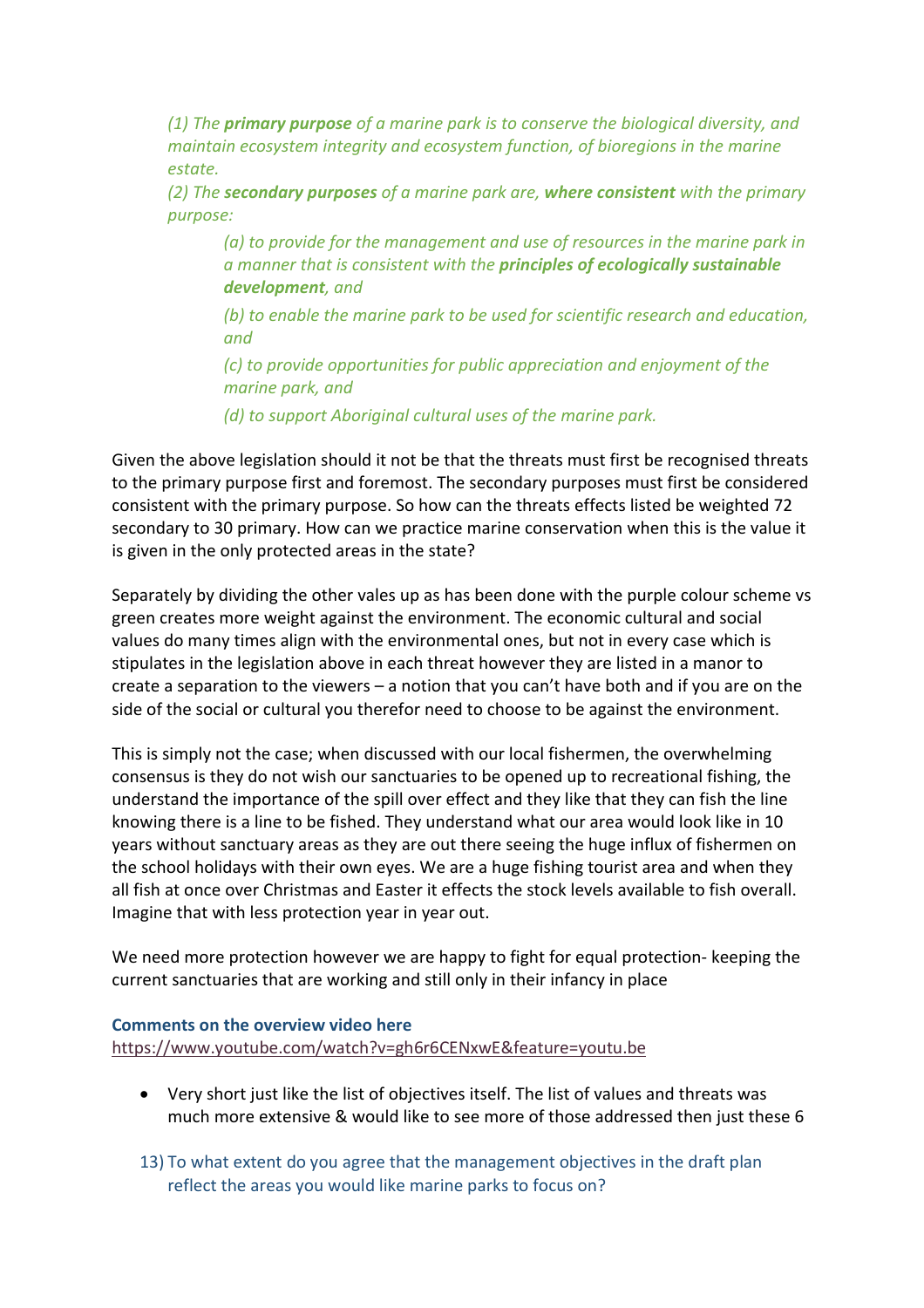*(1) The **primary purpose** of a marine park is to conserve the biological diversity, and maintain ecosystem integrity and ecosystem function, of bioregions in the marine estate.*

*(2) The **secondary purposes** of a marine park are, **where consistent** with the primary purpose:*

> *(a) to provide for the management and use of resources in the marine park in a manner that is consistent with the **principles of ecologically sustainable development**, and*
>
> *(b) to enable the marine park to be used for scientific research and education, and*
>
> *(c) to provide opportunities for public appreciation and enjoyment of the marine park, and*
>
> *(d) to support Aboriginal cultural uses of the marine park.*

Given the above legislation should it not be that the threats must first be recognised threats to the primary purpose first and foremost. The secondary purposes must first be considered consistent with the primary purpose. So how can the threats effects listed be weighted 72 secondary to 30 primary. How can we practice marine conservation when this is the value it is given in the only protected areas in the state?

Separately by dividing the other vales up as has been done with the purple colour scheme vs green creates more weight against the environment. The economic cultural and social values do many times align with the environmental ones, but not in every case which is stipulates in the legislation above in each threat however they are listed in a manor to create a separation to the viewers – a notion that you can't have both and if you are on the side of the social or cultural you therefor need to choose to be against the environment.

This is simply not the case; when discussed with our local fishermen, the overwhelming consensus is they do not wish our sanctuaries to be opened up to recreational fishing, the understand the importance of the spill over effect and they like that they can fish the line knowing there is a line to be fished. They understand what our area would look like in 10 years without sanctuary areas as they are out there seeing the huge influx of fishermen on the school holidays with their own eyes. We are a huge fishing tourist area and when they all fish at once over Christmas and Easter it effects the stock levels available to fish overall. Imagine that with less protection year in year out.

We need more protection however we are happy to fight for equal protection- keeping the current sanctuaries that are working and still only in their infancy in place

**Comments on the overview video here**
https://www.youtube.com/watch?v=gh6r6CENxwE&feature=youtu.be

- Very short just like the list of objectives itself. The list of values and threats was much more extensive & would like to see more of those addressed then just these 6

13) To what extent do you agree that the management objectives in the draft plan reflect the areas you would like marine parks to focus on?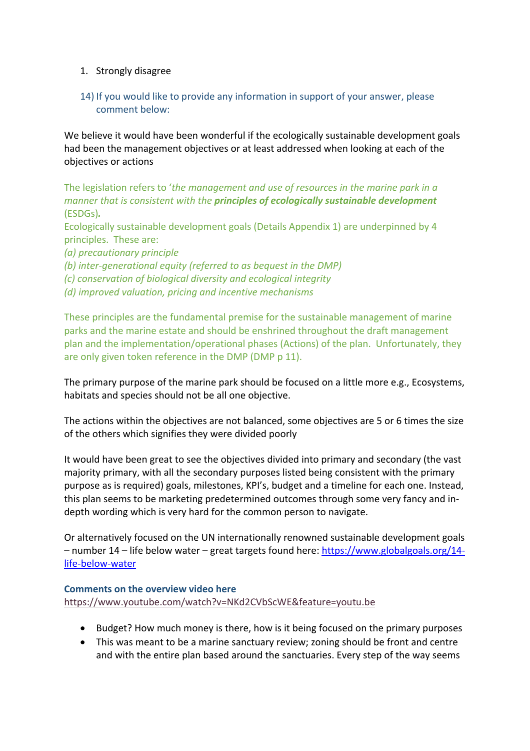1. Strongly disagree

14) If you would like to provide any information in support of your answer, please comment below:

We believe it would have been wonderful if the ecologically sustainable development goals had been the management objectives or at least addressed when looking at each of the objectives or actions

The legislation refers to '*the management and use of resources in the marine park in a manner that is consistent with the* ***principles of ecologically sustainable development*** (ESDGs)***.***
Ecologically sustainable development goals (Details Appendix 1) are underpinned by 4 principles. These are:
*(a) precautionary principle*
*(b) inter-generational equity (referred to as bequest in the DMP)*
*(c) conservation of biological diversity and ecological integrity*
*(d) improved valuation, pricing and incentive mechanisms*

These principles are the fundamental premise for the sustainable management of marine parks and the marine estate and should be enshrined throughout the draft management plan and the implementation/operational phases (Actions) of the plan. Unfortunately, they are only given token reference in the DMP (DMP p 11).

The primary purpose of the marine park should be focused on a little more e.g., Ecosystems, habitats and species should not be all one objective.

The actions within the objectives are not balanced, some objectives are 5 or 6 times the size of the others which signifies they were divided poorly

It would have been great to see the objectives divided into primary and secondary (the vast majority primary, with all the secondary purposes listed being consistent with the primary purpose as is required) goals, milestones, KPI's, budget and a timeline for each one. Instead, this plan seems to be marketing predetermined outcomes through some very fancy and in-depth wording which is very hard for the common person to navigate.

Or alternatively focused on the UN internationally renowned sustainable development goals – number 14 – life below water – great targets found here: https://www.globalgoals.org/14-life-below-water

**Comments on the overview video here**
https://www.youtube.com/watch?v=NKd2CVbScWE&feature=youtu.be

- Budget? How much money is there, how is it being focused on the primary purposes
- This was meant to be a marine sanctuary review; zoning should be front and centre and with the entire plan based around the sanctuaries. Every step of the way seems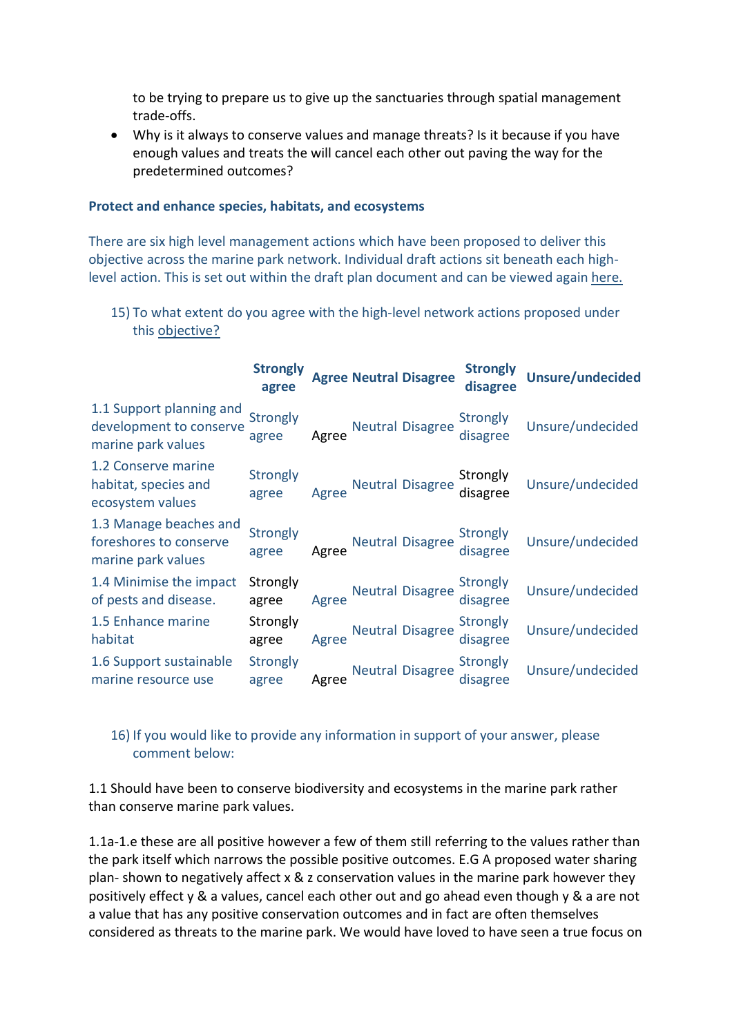to be trying to prepare us to give up the sanctuaries through spatial management trade-offs.

- Why is it always to conserve values and manage threats? Is it because if you have enough values and treats the will cancel each other out paving the way for the predetermined outcomes?

### Protect and enhance species, habitats, and ecosystems

There are six high level management actions which have been proposed to deliver this objective across the marine park network. Individual draft actions sit beneath each high-level action. This is set out within the draft plan document and can be viewed again here.

15) To what extent do you agree with the high-level network actions proposed under this objective?

| | Strongly agree | Agree | Neutral | Disagree | Strongly disagree | Unsure/undecided |
|---|---|---|---|---|---|---|
| 1.1 Support planning and development to conserve marine park values | Strongly agree | Agree | Neutral | Disagree | Strongly disagree | Unsure/undecided |
| 1.2 Conserve marine habitat, species and ecosystem values | Strongly agree | Agree | Neutral | Disagree | Strongly disagree | Unsure/undecided |
| 1.3 Manage beaches and foreshores to conserve marine park values | Strongly agree | Agree | Neutral | Disagree | Strongly disagree | Unsure/undecided |
| 1.4 Minimise the impact of pests and disease. | Strongly agree | Agree | Neutral | Disagree | Strongly disagree | Unsure/undecided |
| 1.5 Enhance marine habitat | Strongly agree | Agree | Neutral | Disagree | Strongly disagree | Unsure/undecided |
| 1.6 Support sustainable marine resource use | Strongly agree | Agree | Neutral | Disagree | Strongly disagree | Unsure/undecided |

16) If you would like to provide any information in support of your answer, please comment below:

1.1 Should have been to conserve biodiversity and ecosystems in the marine park rather than conserve marine park values.

1.1a-1.e these are all positive however a few of them still referring to the values rather than the park itself which narrows the possible positive outcomes. E.G A proposed water sharing plan- shown to negatively affect x & z conservation values in the marine park however they positively effect y & a values, cancel each other out and go ahead even though y & a are not a value that has any positive conservation outcomes and in fact are often themselves considered as threats to the marine park. We would have loved to have seen a true focus on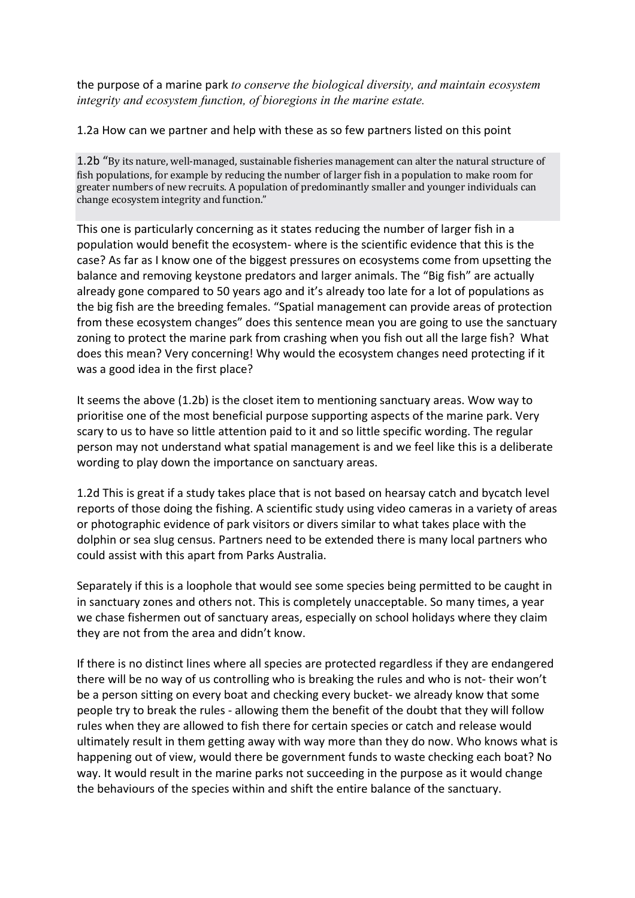the purpose of a marine park *to conserve the biological diversity, and maintain ecosystem integrity and ecosystem function, of bioregions in the marine estate.*

1.2a How can we partner and help with these as so few partners listed on this point

1.2b "By its nature, well-managed, sustainable fisheries management can alter the natural structure of fish populations, for example by reducing the number of larger fish in a population to make room for greater numbers of new recruits. A population of predominantly smaller and younger individuals can change ecosystem integrity and function."

This one is particularly concerning as it states reducing the number of larger fish in a population would benefit the ecosystem- where is the scientific evidence that this is the case? As far as I know one of the biggest pressures on ecosystems come from upsetting the balance and removing keystone predators and larger animals. The "Big fish" are actually already gone compared to 50 years ago and it's already too late for a lot of populations as the big fish are the breeding females. "Spatial management can provide areas of protection from these ecosystem changes" does this sentence mean you are going to use the sanctuary zoning to protect the marine park from crashing when you fish out all the large fish? What does this mean? Very concerning! Why would the ecosystem changes need protecting if it was a good idea in the first place?

It seems the above (1.2b) is the closet item to mentioning sanctuary areas. Wow way to prioritise one of the most beneficial purpose supporting aspects of the marine park. Very scary to us to have so little attention paid to it and so little specific wording. The regular person may not understand what spatial management is and we feel like this is a deliberate wording to play down the importance on sanctuary areas.

1.2d This is great if a study takes place that is not based on hearsay catch and bycatch level reports of those doing the fishing. A scientific study using video cameras in a variety of areas or photographic evidence of park visitors or divers similar to what takes place with the dolphin or sea slug census. Partners need to be extended there is many local partners who could assist with this apart from Parks Australia.

Separately if this is a loophole that would see some species being permitted to be caught in in sanctuary zones and others not. This is completely unacceptable. So many times, a year we chase fishermen out of sanctuary areas, especially on school holidays where they claim they are not from the area and didn't know.

If there is no distinct lines where all species are protected regardless if they are endangered there will be no way of us controlling who is breaking the rules and who is not- their won't be a person sitting on every boat and checking every bucket- we already know that some people try to break the rules - allowing them the benefit of the doubt that they will follow rules when they are allowed to fish there for certain species or catch and release would ultimately result in them getting away with way more than they do now. Who knows what is happening out of view, would there be government funds to waste checking each boat? No way. It would result in the marine parks not succeeding in the purpose as it would change the behaviours of the species within and shift the entire balance of the sanctuary.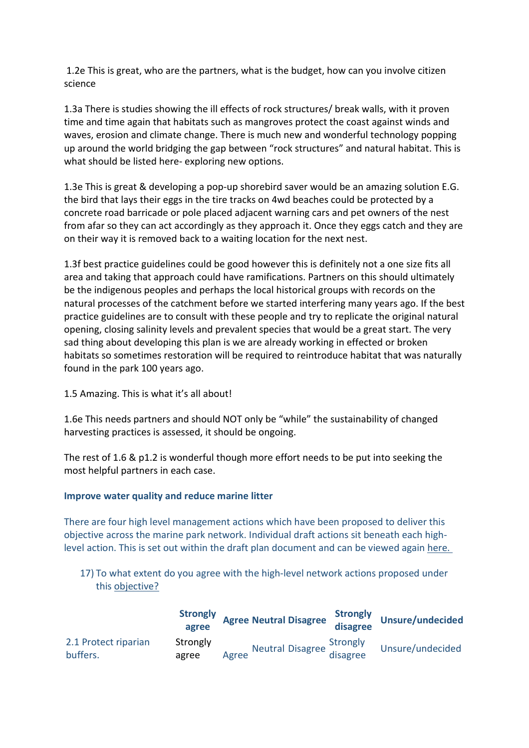1.2e This is great, who are the partners, what is the budget, how can you involve citizen science

1.3a There is studies showing the ill effects of rock structures/ break walls, with it proven time and time again that habitats such as mangroves protect the coast against winds and waves, erosion and climate change. There is much new and wonderful technology popping up around the world bridging the gap between "rock structures" and natural habitat. This is what should be listed here- exploring new options.

1.3e This is great & developing a pop-up shorebird saver would be an amazing solution E.G. the bird that lays their eggs in the tire tracks on 4wd beaches could be protected by a concrete road barricade or pole placed adjacent warning cars and pet owners of the nest from afar so they can act accordingly as they approach it. Once they eggs catch and they are on their way it is removed back to a waiting location for the next nest.

1.3f best practice guidelines could be good however this is definitely not a one size fits all area and taking that approach could have ramifications. Partners on this should ultimately be the indigenous peoples and perhaps the local historical groups with records on the natural processes of the catchment before we started interfering many years ago. If the best practice guidelines are to consult with these people and try to replicate the original natural opening, closing salinity levels and prevalent species that would be a great start. The very sad thing about developing this plan is we are already working in effected or broken habitats so sometimes restoration will be required to reintroduce habitat that was naturally found in the park 100 years ago.

1.5 Amazing. This is what it's all about!

1.6e This needs partners and should NOT only be "while" the sustainability of changed harvesting practices is assessed, it should be ongoing.

The rest of 1.6 & p1.2 is wonderful though more effort needs to be put into seeking the most helpful partners in each case.

**Improve water quality and reduce marine litter**

There are four high level management actions which have been proposed to deliver this objective across the marine park network. Individual draft actions sit beneath each high-level action. This is set out within the draft plan document and can be viewed again here.

17) To what extent do you agree with the high-level network actions proposed under this objective?

| | Strongly agree | Agree | Neutral | Disagree | Strongly disagree | Unsure/undecided |
|---|---|---|---|---|---|---|
| 2.1 Protect riparian buffers. | Strongly agree | Agree | Neutral | Disagree | Strongly disagree | Unsure/undecided |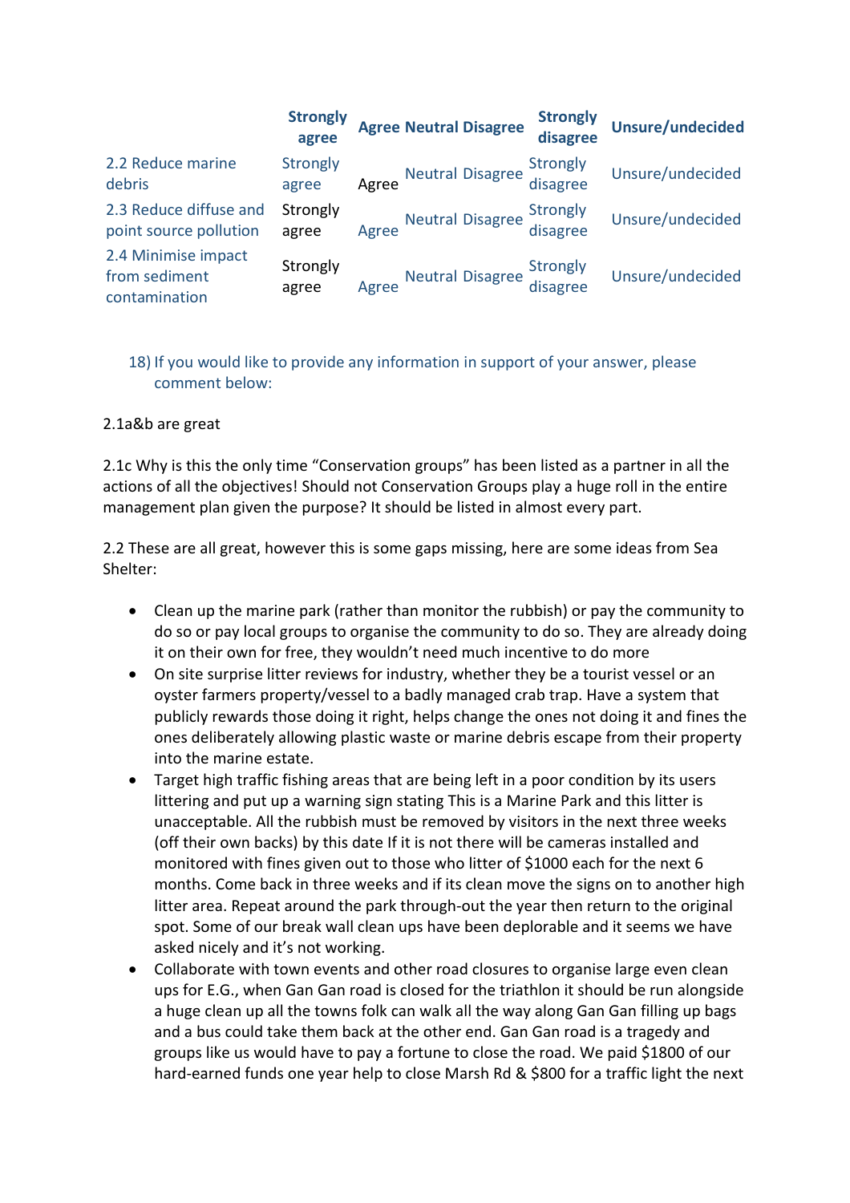| | Strongly agree | Agree | Neutral | Disagree | Strongly disagree | Unsure/undecided |
|---|---|---|---|---|---|---|
| 2.2 Reduce marine debris | Strongly agree | Agree | Neutral | Disagree | Strongly disagree | Unsure/undecided |
| 2.3 Reduce diffuse and point source pollution | Strongly agree | Agree | Neutral | Disagree | Strongly disagree | Unsure/undecided |
| 2.4 Minimise impact from sediment contamination | Strongly agree | Agree | Neutral | Disagree | Strongly disagree | Unsure/undecided |

18) If you would like to provide any information in support of your answer, please comment below:

2.1a&b are great

2.1c Why is this the only time "Conservation groups" has been listed as a partner in all the actions of all the objectives! Should not Conservation Groups play a huge roll in the entire management plan given the purpose? It should be listed in almost every part.

2.2 These are all great, however this is some gaps missing, here are some ideas from Sea Shelter:

- Clean up the marine park (rather than monitor the rubbish) or pay the community to do so or pay local groups to organise the community to do so. They are already doing it on their own for free, they wouldn't need much incentive to do more
- On site surprise litter reviews for industry, whether they be a tourist vessel or an oyster farmers property/vessel to a badly managed crab trap. Have a system that publicly rewards those doing it right, helps change the ones not doing it and fines the ones deliberately allowing plastic waste or marine debris escape from their property into the marine estate.
- Target high traffic fishing areas that are being left in a poor condition by its users littering and put up a warning sign stating This is a Marine Park and this litter is unacceptable. All the rubbish must be removed by visitors in the next three weeks (off their own backs) by this date If it is not there will be cameras installed and monitored with fines given out to those who litter of $1000 each for the next 6 months. Come back in three weeks and if its clean move the signs on to another high litter area. Repeat around the park through-out the year then return to the original spot. Some of our break wall clean ups have been deplorable and it seems we have asked nicely and it's not working.
- Collaborate with town events and other road closures to organise large even clean ups for E.G., when Gan Gan road is closed for the triathlon it should be run alongside a huge clean up all the towns folk can walk all the way along Gan Gan filling up bags and a bus could take them back at the other end. Gan Gan road is a tragedy and groups like us would have to pay a fortune to close the road. We paid $1800 of our hard-earned funds one year help to close Marsh Rd & $800 for a traffic light the next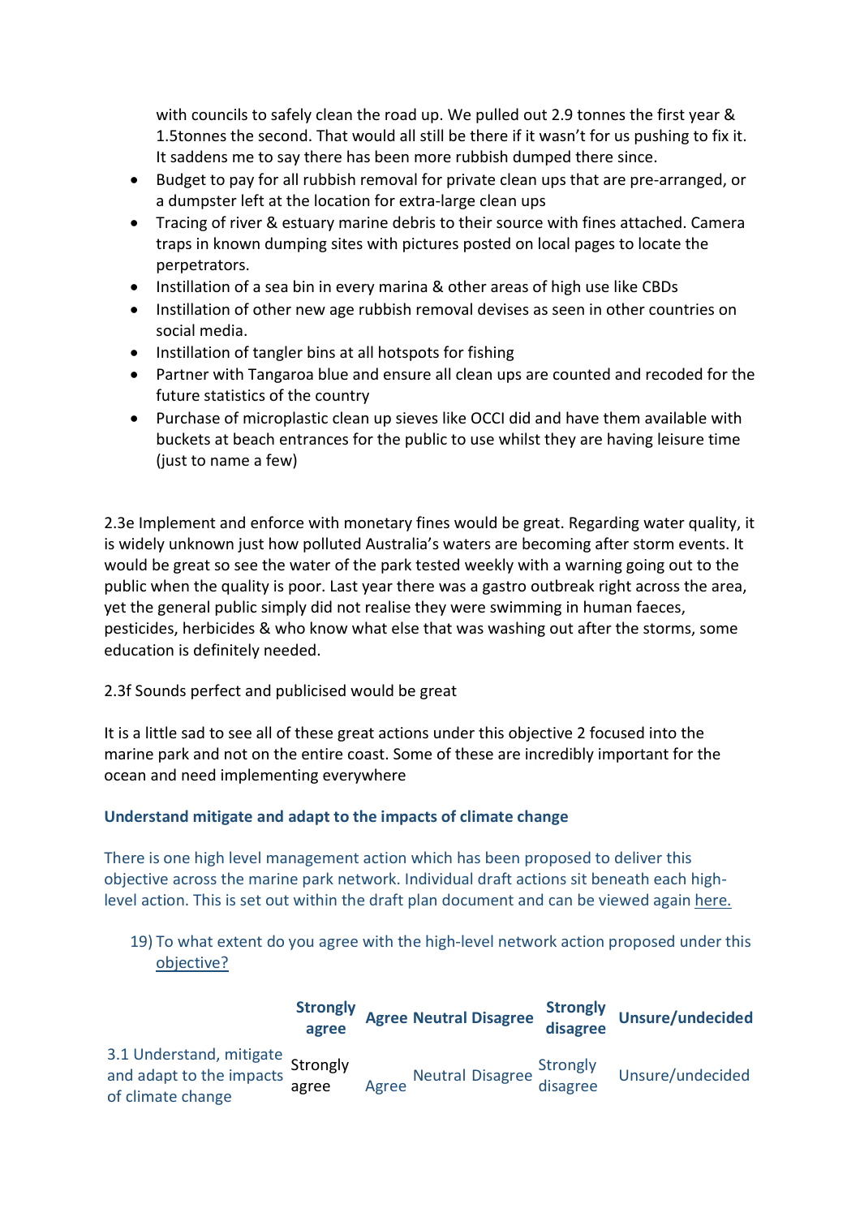with councils to safely clean the road up. We pulled out 2.9 tonnes the first year & 1.5tonnes the second. That would all still be there if it wasn't for us pushing to fix it. It saddens me to say there has been more rubbish dumped there since.

- Budget to pay for all rubbish removal for private clean ups that are pre-arranged, or a dumpster left at the location for extra-large clean ups
- Tracing of river & estuary marine debris to their source with fines attached. Camera traps in known dumping sites with pictures posted on local pages to locate the perpetrators.
- Instillation of a sea bin in every marina & other areas of high use like CBDs
- Instillation of other new age rubbish removal devises as seen in other countries on social media.
- Instillation of tangler bins at all hotspots for fishing
- Partner with Tangaroa blue and ensure all clean ups are counted and recoded for the future statistics of the country
- Purchase of microplastic clean up sieves like OCCI did and have them available with buckets at beach entrances for the public to use whilst they are having leisure time (just to name a few)

2.3e Implement and enforce with monetary fines would be great. Regarding water quality, it is widely unknown just how polluted Australia's waters are becoming after storm events. It would be great so see the water of the park tested weekly with a warning going out to the public when the quality is poor. Last year there was a gastro outbreak right across the area, yet the general public simply did not realise they were swimming in human faeces, pesticides, herbicides & who know what else that was washing out after the storms, some education is definitely needed.

2.3f Sounds perfect and publicised would be great

It is a little sad to see all of these great actions under this objective 2 focused into the marine park and not on the entire coast. Some of these are incredibly important for the ocean and need implementing everywhere

### Understand mitigate and adapt to the impacts of climate change

There is one high level management action which has been proposed to deliver this objective across the marine park network. Individual draft actions sit beneath each high-level action. This is set out within the draft plan document and can be viewed again here.

19) To what extent do you agree with the high-level network action proposed under this objective?

| | Strongly agree | Agree | Neutral | Disagree | Strongly disagree | Unsure/undecided |
|---|---|---|---|---|---|---|
| 3.1 Understand, mitigate and adapt to the impacts of climate change | Strongly agree | Agree | Neutral | Disagree | Strongly disagree | Unsure/undecided |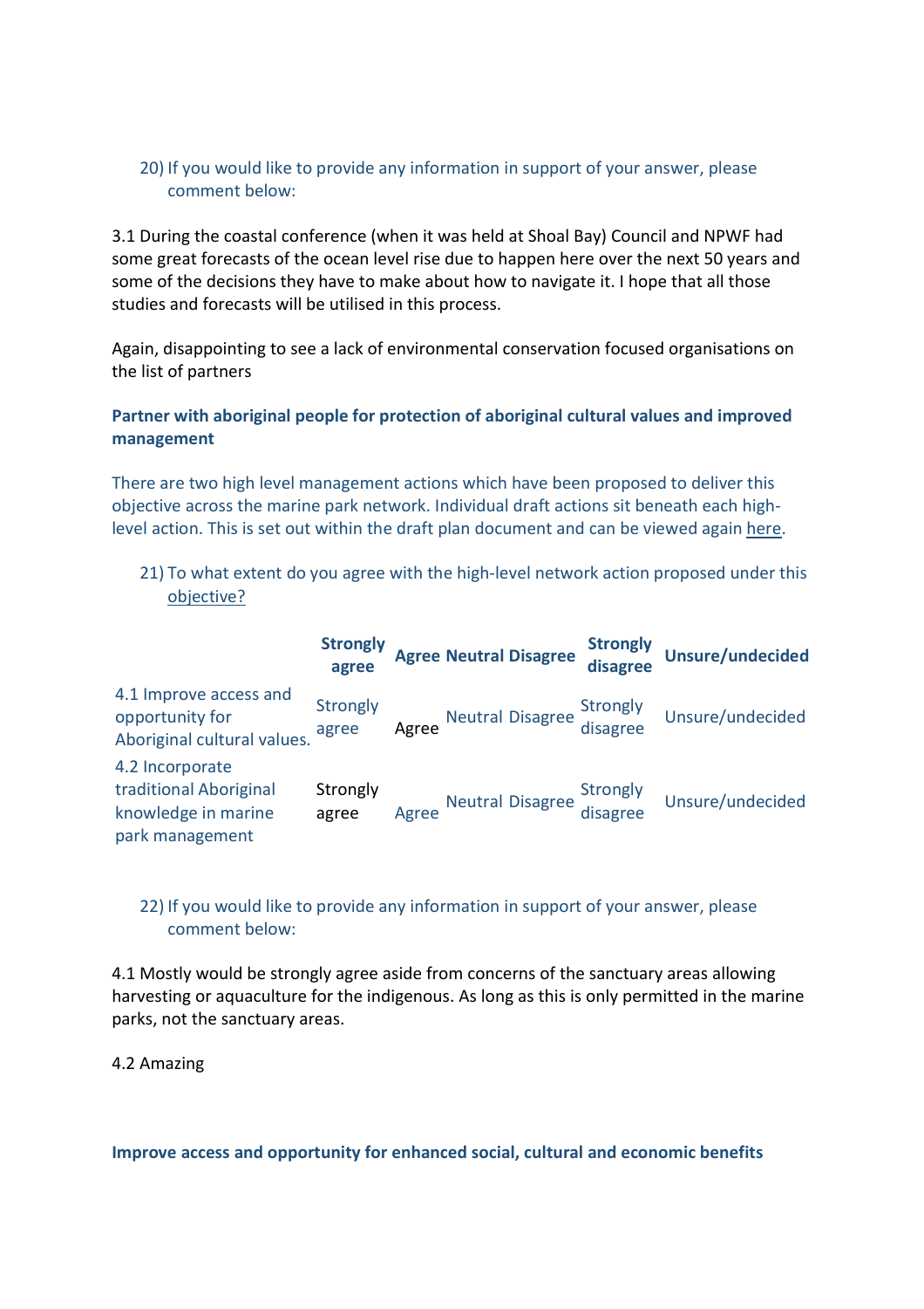20) If you would like to provide any information in support of your answer, please comment below:

3.1 During the coastal conference (when it was held at Shoal Bay) Council and NPWF had some great forecasts of the ocean level rise due to happen here over the next 50 years and some of the decisions they have to make about how to navigate it. I hope that all those studies and forecasts will be utilised in this process.

Again, disappointing to see a lack of environmental conservation focused organisations on the list of partners

**Partner with aboriginal people for protection of aboriginal cultural values and improved management**

There are two high level management actions which have been proposed to deliver this objective across the marine park network. Individual draft actions sit beneath each high-level action. This is set out within the draft plan document and can be viewed again here.

21) To what extent do you agree with the high-level network action proposed under this objective?

| | Strongly agree | Agree | Neutral | Disagree | Strongly disagree | Unsure/undecided |
|---|---|---|---|---|---|---|
| 4.1 Improve access and opportunity for Aboriginal cultural values. | Strongly agree | Agree | Neutral | Disagree | Strongly disagree | Unsure/undecided |
| 4.2 Incorporate traditional Aboriginal knowledge in marine park management | Strongly agree | Agree | Neutral | Disagree | Strongly disagree | Unsure/undecided |

22) If you would like to provide any information in support of your answer, please comment below:

4.1 Mostly would be strongly agree aside from concerns of the sanctuary areas allowing harvesting or aquaculture for the indigenous. As long as this is only permitted in the marine parks, not the sanctuary areas.

4.2 Amazing

**Improve access and opportunity for enhanced social, cultural and economic benefits**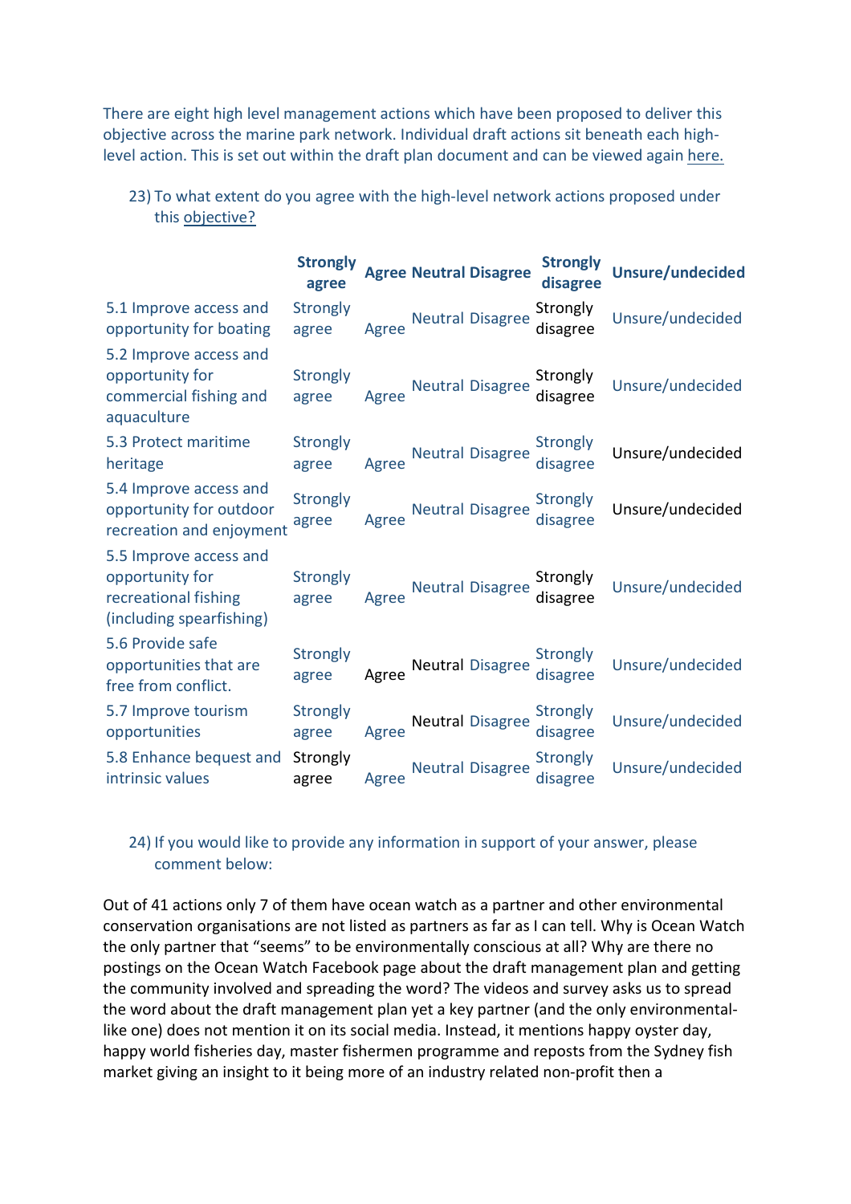There are eight high level management actions which have been proposed to deliver this objective across the marine park network. Individual draft actions sit beneath each high-level action. This is set out within the draft plan document and can be viewed again here.

23) To what extent do you agree with the high-level network actions proposed under this objective?

| | Strongly agree | Agree | Neutral | Disagree | Strongly disagree | Unsure/undecided |
|---|---|---|---|---|---|---|
| 5.1 Improve access and opportunity for boating | Strongly agree | Agree | Neutral | Disagree | Strongly disagree | Unsure/undecided |
| 5.2 Improve access and opportunity for commercial fishing and aquaculture | Strongly agree | Agree | Neutral | Disagree | Strongly disagree | Unsure/undecided |
| 5.3 Protect maritime heritage | Strongly agree | Agree | Neutral | Disagree | Strongly disagree | Unsure/undecided |
| 5.4 Improve access and opportunity for outdoor recreation and enjoyment | Strongly agree | Agree | Neutral | Disagree | Strongly disagree | Unsure/undecided |
| 5.5 Improve access and opportunity for recreational fishing (including spearfishing) | Strongly agree | Agree | Neutral | Disagree | Strongly disagree | Unsure/undecided |
| 5.6 Provide safe opportunities that are free from conflict. | Strongly agree | Agree | Neutral | Disagree | Strongly disagree | Unsure/undecided |
| 5.7 Improve tourism opportunities | Strongly agree | Agree | Neutral | Disagree | Strongly disagree | Unsure/undecided |
| 5.8 Enhance bequest and intrinsic values | Strongly agree | Agree | Neutral | Disagree | Strongly disagree | Unsure/undecided |

24) If you would like to provide any information in support of your answer, please comment below:

Out of 41 actions only 7 of them have ocean watch as a partner and other environmental conservation organisations are not listed as partners as far as I can tell. Why is Ocean Watch the only partner that "seems" to be environmentally conscious at all? Why are there no postings on the Ocean Watch Facebook page about the draft management plan and getting the community involved and spreading the word? The videos and survey asks us to spread the word about the draft management plan yet a key partner (and the only environmental-like one) does not mention it on its social media. Instead, it mentions happy oyster day, happy world fisheries day, master fishermen programme and reposts from the Sydney fish market giving an insight to it being more of an industry related non-profit then a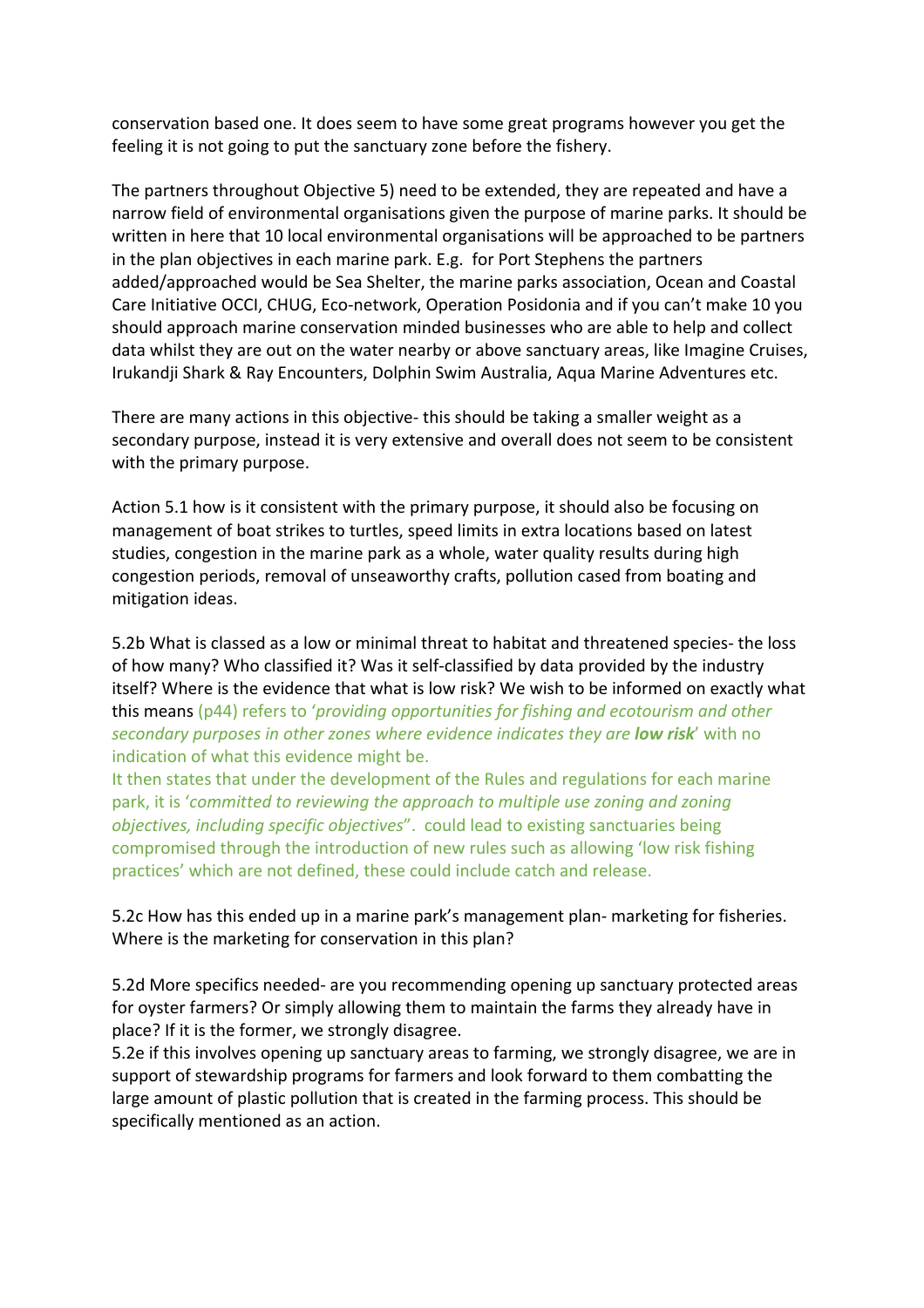conservation based one. It does seem to have some great programs however you get the feeling it is not going to put the sanctuary zone before the fishery.

The partners throughout Objective 5) need to be extended, they are repeated and have a narrow field of environmental organisations given the purpose of marine parks. It should be written in here that 10 local environmental organisations will be approached to be partners in the plan objectives in each marine park. E.g. for Port Stephens the partners added/approached would be Sea Shelter, the marine parks association, Ocean and Coastal Care Initiative OCCI, CHUG, Eco-network, Operation Posidonia and if you can't make 10 you should approach marine conservation minded businesses who are able to help and collect data whilst they are out on the water nearby or above sanctuary areas, like Imagine Cruises, Irukandji Shark & Ray Encounters, Dolphin Swim Australia, Aqua Marine Adventures etc.

There are many actions in this objective- this should be taking a smaller weight as a secondary purpose, instead it is very extensive and overall does not seem to be consistent with the primary purpose.

Action 5.1 how is it consistent with the primary purpose, it should also be focusing on management of boat strikes to turtles, speed limits in extra locations based on latest studies, congestion in the marine park as a whole, water quality results during high congestion periods, removal of unseaworthy crafts, pollution cased from boating and mitigation ideas.

5.2b What is classed as a low or minimal threat to habitat and threatened species- the loss of how many? Who classified it? Was it self-classified by data provided by the industry itself? Where is the evidence that what is low risk? We wish to be informed on exactly what this means (p44) refers to '*providing opportunities for fishing and ecotourism and other secondary purposes in other zones where evidence indicates they are **low risk***' with no indication of what this evidence might be.

It then states that under the development of the Rules and regulations for each marine park, it is '*committed to reviewing the approach to multiple use zoning and zoning objectives, including specific objectives*". could lead to existing sanctuaries being compromised through the introduction of new rules such as allowing 'low risk fishing practices' which are not defined, these could include catch and release.

5.2c How has this ended up in a marine park's management plan- marketing for fisheries. Where is the marketing for conservation in this plan?

5.2d More specifics needed- are you recommending opening up sanctuary protected areas for oyster farmers? Or simply allowing them to maintain the farms they already have in place? If it is the former, we strongly disagree.

5.2e if this involves opening up sanctuary areas to farming, we strongly disagree, we are in support of stewardship programs for farmers and look forward to them combatting the large amount of plastic pollution that is created in the farming process. This should be specifically mentioned as an action.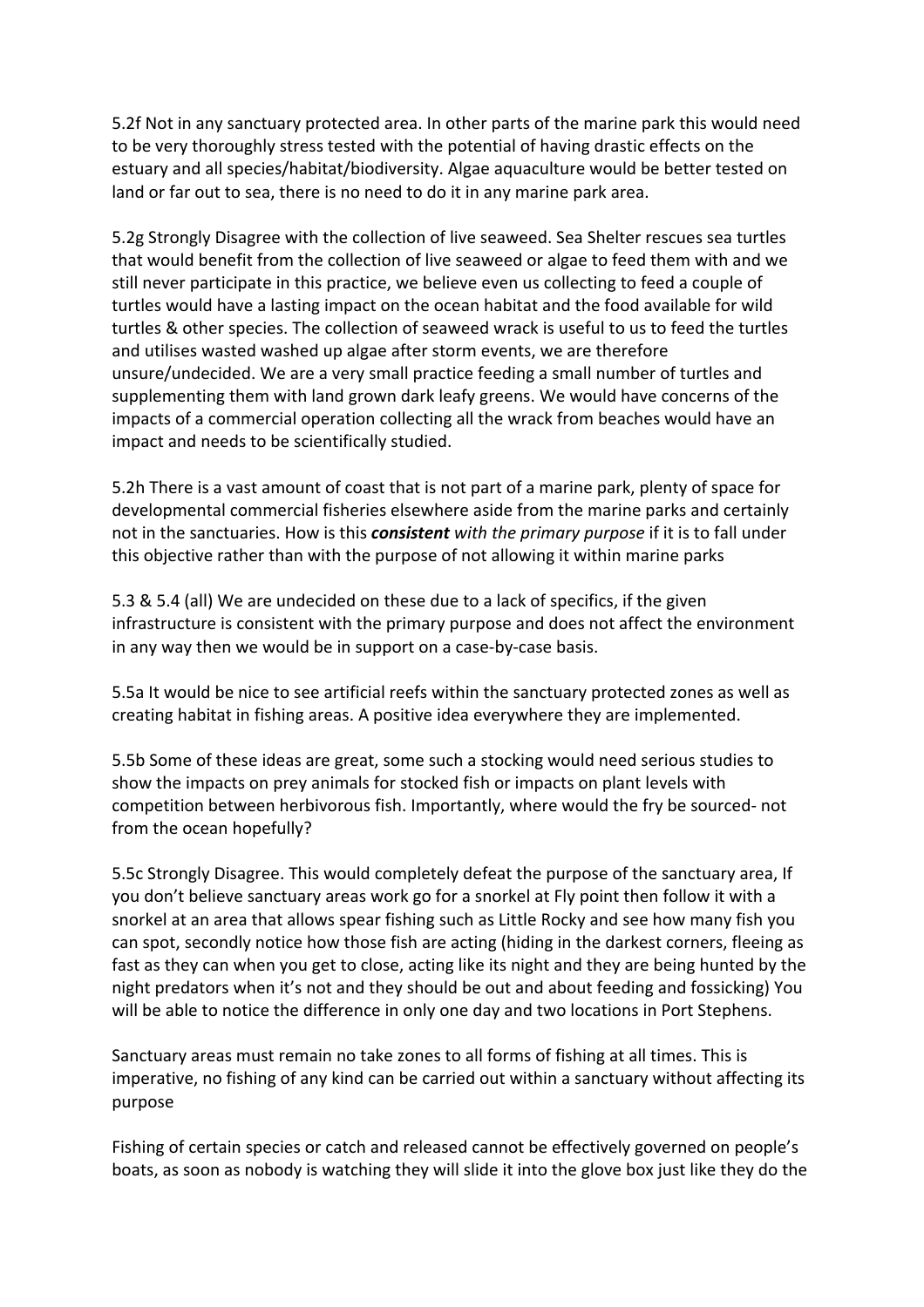5.2f Not in any sanctuary protected area. In other parts of the marine park this would need to be very thoroughly stress tested with the potential of having drastic effects on the estuary and all species/habitat/biodiversity. Algae aquaculture would be better tested on land or far out to sea, there is no need to do it in any marine park area.

5.2g Strongly Disagree with the collection of live seaweed. Sea Shelter rescues sea turtles that would benefit from the collection of live seaweed or algae to feed them with and we still never participate in this practice, we believe even us collecting to feed a couple of turtles would have a lasting impact on the ocean habitat and the food available for wild turtles & other species. The collection of seaweed wrack is useful to us to feed the turtles and utilises wasted washed up algae after storm events, we are therefore unsure/undecided. We are a very small practice feeding a small number of turtles and supplementing them with land grown dark leafy greens. We would have concerns of the impacts of a commercial operation collecting all the wrack from beaches would have an impact and needs to be scientifically studied.

5.2h There is a vast amount of coast that is not part of a marine park, plenty of space for developmental commercial fisheries elsewhere aside from the marine parks and certainly not in the sanctuaries. How is this ***consistent*** *with the primary purpose* if it is to fall under this objective rather than with the purpose of not allowing it within marine parks

5.3 & 5.4 (all) We are undecided on these due to a lack of specifics, if the given infrastructure is consistent with the primary purpose and does not affect the environment in any way then we would be in support on a case-by-case basis.

5.5a It would be nice to see artificial reefs within the sanctuary protected zones as well as creating habitat in fishing areas. A positive idea everywhere they are implemented.

5.5b Some of these ideas are great, some such a stocking would need serious studies to show the impacts on prey animals for stocked fish or impacts on plant levels with competition between herbivorous fish. Importantly, where would the fry be sourced- not from the ocean hopefully?

5.5c Strongly Disagree. This would completely defeat the purpose of the sanctuary area, If you don't believe sanctuary areas work go for a snorkel at Fly point then follow it with a snorkel at an area that allows spear fishing such as Little Rocky and see how many fish you can spot, secondly notice how those fish are acting (hiding in the darkest corners, fleeing as fast as they can when you get to close, acting like its night and they are being hunted by the night predators when it's not and they should be out and about feeding and fossicking) You will be able to notice the difference in only one day and two locations in Port Stephens.

Sanctuary areas must remain no take zones to all forms of fishing at all times. This is imperative, no fishing of any kind can be carried out within a sanctuary without affecting its purpose

Fishing of certain species or catch and released cannot be effectively governed on people's boats, as soon as nobody is watching they will slide it into the glove box just like they do the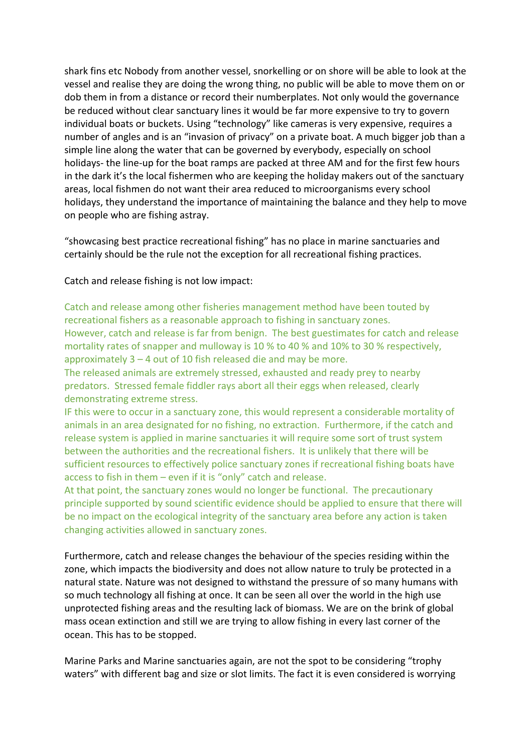shark fins etc Nobody from another vessel, snorkelling or on shore will be able to look at the vessel and realise they are doing the wrong thing, no public will be able to move them on or dob them in from a distance or record their numberplates. Not only would the governance be reduced without clear sanctuary lines it would be far more expensive to try to govern individual boats or buckets. Using "technology" like cameras is very expensive, requires a number of angles and is an "invasion of privacy" on a private boat. A much bigger job than a simple line along the water that can be governed by everybody, especially on school holidays- the line-up for the boat ramps are packed at three AM and for the first few hours in the dark it's the local fishermen who are keeping the holiday makers out of the sanctuary areas, local fishmen do not want their area reduced to microorganisms every school holidays, they understand the importance of maintaining the balance and they help to move on people who are fishing astray.

"showcasing best practice recreational fishing" has no place in marine sanctuaries and certainly should be the rule not the exception for all recreational fishing practices.

Catch and release fishing is not low impact:

Catch and release among other fisheries management method have been touted by recreational fishers as a reasonable approach to fishing in sanctuary zones.
However, catch and release is far from benign. The best guestimates for catch and release mortality rates of snapper and mulloway is 10 % to 40 % and 10% to 30 % respectively, approximately 3 – 4 out of 10 fish released die and may be more.
The released animals are extremely stressed, exhausted and ready prey to nearby predators. Stressed female fiddler rays abort all their eggs when released, clearly demonstrating extreme stress.
IF this were to occur in a sanctuary zone, this would represent a considerable mortality of animals in an area designated for no fishing, no extraction. Furthermore, if the catch and release system is applied in marine sanctuaries it will require some sort of trust system between the authorities and the recreational fishers. It is unlikely that there will be sufficient resources to effectively police sanctuary zones if recreational fishing boats have access to fish in them – even if it is "only" catch and release.
At that point, the sanctuary zones would no longer be functional. The precautionary principle supported by sound scientific evidence should be applied to ensure that there will be no impact on the ecological integrity of the sanctuary area before any action is taken changing activities allowed in sanctuary zones.

Furthermore, catch and release changes the behaviour of the species residing within the zone, which impacts the biodiversity and does not allow nature to truly be protected in a natural state. Nature was not designed to withstand the pressure of so many humans with so much technology all fishing at once. It can be seen all over the world in the high use unprotected fishing areas and the resulting lack of biomass. We are on the brink of global mass ocean extinction and still we are trying to allow fishing in every last corner of the ocean. This has to be stopped.

Marine Parks and Marine sanctuaries again, are not the spot to be considering "trophy waters" with different bag and size or slot limits. The fact it is even considered is worrying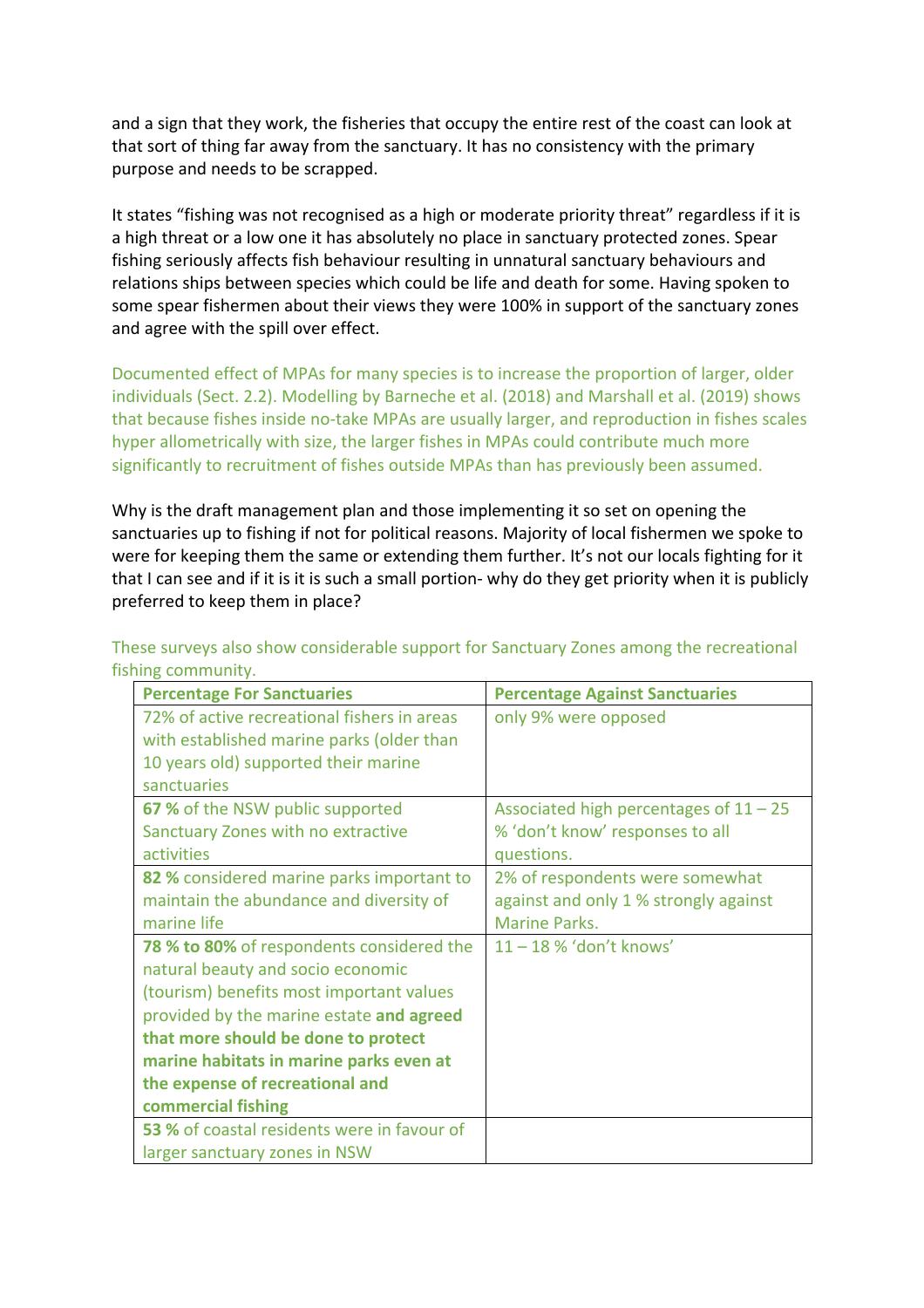and a sign that they work, the fisheries that occupy the entire rest of the coast can look at that sort of thing far away from the sanctuary. It has no consistency with the primary purpose and needs to be scrapped.

It states "fishing was not recognised as a high or moderate priority threat" regardless if it is a high threat or a low one it has absolutely no place in sanctuary protected zones. Spear fishing seriously affects fish behaviour resulting in unnatural sanctuary behaviours and relations ships between species which could be life and death for some. Having spoken to some spear fishermen about their views they were 100% in support of the sanctuary zones and agree with the spill over effect.

Documented effect of MPAs for many species is to increase the proportion of larger, older individuals (Sect. 2.2). Modelling by Barneche et al. (2018) and Marshall et al. (2019) shows that because fishes inside no-take MPAs are usually larger, and reproduction in fishes scales hyper allometrically with size, the larger fishes in MPAs could contribute much more significantly to recruitment of fishes outside MPAs than has previously been assumed.

Why is the draft management plan and those implementing it so set on opening the sanctuaries up to fishing if not for political reasons. Majority of local fishermen we spoke to were for keeping them the same or extending them further. It's not our locals fighting for it that I can see and if it is it is such a small portion- why do they get priority when it is publicly preferred to keep them in place?

These surveys also show considerable support for Sanctuary Zones among the recreational fishing community.

| Percentage For Sanctuaries | Percentage Against Sanctuaries |
|---|---|
| 72% of active recreational fishers in areas with established marine parks (older than 10 years old) supported their marine sanctuaries | only 9% were opposed |
| **67 %** of the NSW public supported Sanctuary Zones with no extractive activities | Associated high percentages of 11 – 25 % 'don't know' responses to all questions. |
| **82 %** considered marine parks important to maintain the abundance and diversity of marine life | 2% of respondents were somewhat against and only 1 % strongly against Marine Parks. |
| **78 % to 80%** of respondents considered the natural beauty and socio economic (tourism) benefits most important values provided by the marine estate **and agreed that more should be done to protect marine habitats in marine parks even at the expense of recreational and commercial fishing** | 11 – 18 % 'don't knows' |
| **53 %** of coastal residents were in favour of larger sanctuary zones in NSW | |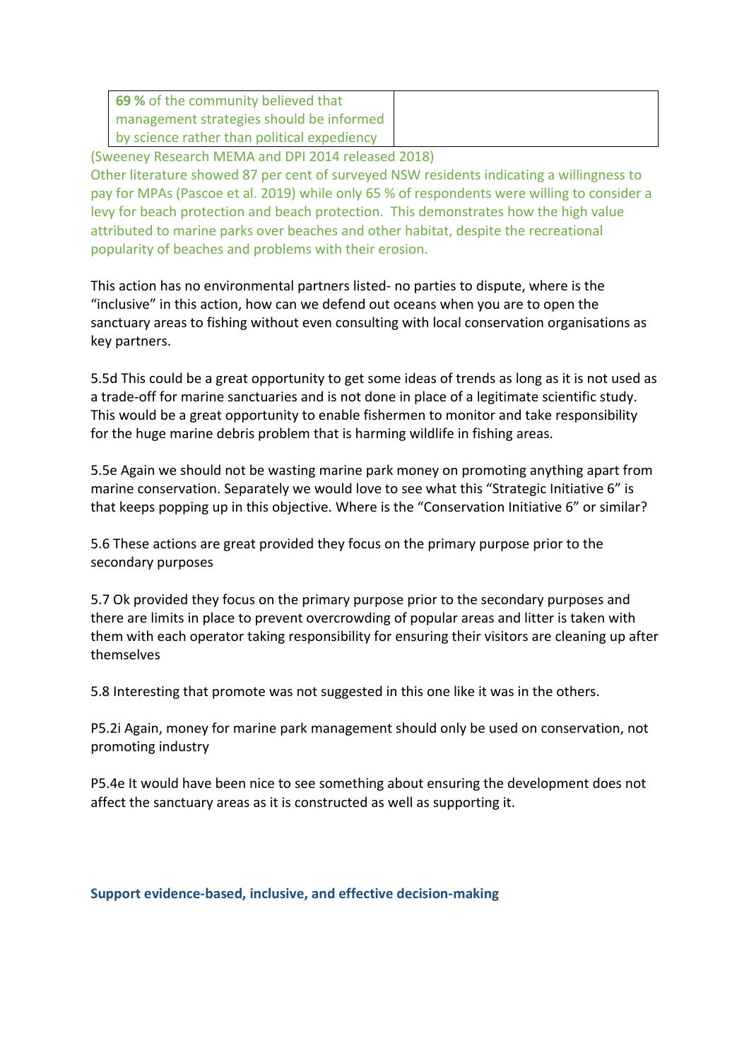| **69 %** of the community believed that management strategies should be informed by science rather than political expediency | |
|---|---|

(Sweeney Research MEMA and DPI 2014 released 2018)
Other literature showed 87 per cent of surveyed NSW residents indicating a willingness to pay for MPAs (Pascoe et al. 2019) while only 65 % of respondents were willing to consider a levy for beach protection and beach protection. This demonstrates how the high value attributed to marine parks over beaches and other habitat, despite the recreational popularity of beaches and problems with their erosion.

This action has no environmental partners listed- no parties to dispute, where is the "inclusive" in this action, how can we defend out oceans when you are to open the sanctuary areas to fishing without even consulting with local conservation organisations as key partners.

5.5d This could be a great opportunity to get some ideas of trends as long as it is not used as a trade-off for marine sanctuaries and is not done in place of a legitimate scientific study. This would be a great opportunity to enable fishermen to monitor and take responsibility for the huge marine debris problem that is harming wildlife in fishing areas.

5.5e Again we should not be wasting marine park money on promoting anything apart from marine conservation. Separately we would love to see what this "Strategic Initiative 6" is that keeps popping up in this objective. Where is the "Conservation Initiative 6" or similar?

5.6 These actions are great provided they focus on the primary purpose prior to the secondary purposes

5.7 Ok provided they focus on the primary purpose prior to the secondary purposes and there are limits in place to prevent overcrowding of popular areas and litter is taken with them with each operator taking responsibility for ensuring their visitors are cleaning up after themselves

5.8 Interesting that promote was not suggested in this one like it was in the others.

P5.2i Again, money for marine park management should only be used on conservation, not promoting industry

P5.4e It would have been nice to see something about ensuring the development does not affect the sanctuary areas as it is constructed as well as supporting it.

### Support evidence-based, inclusive, and effective decision-making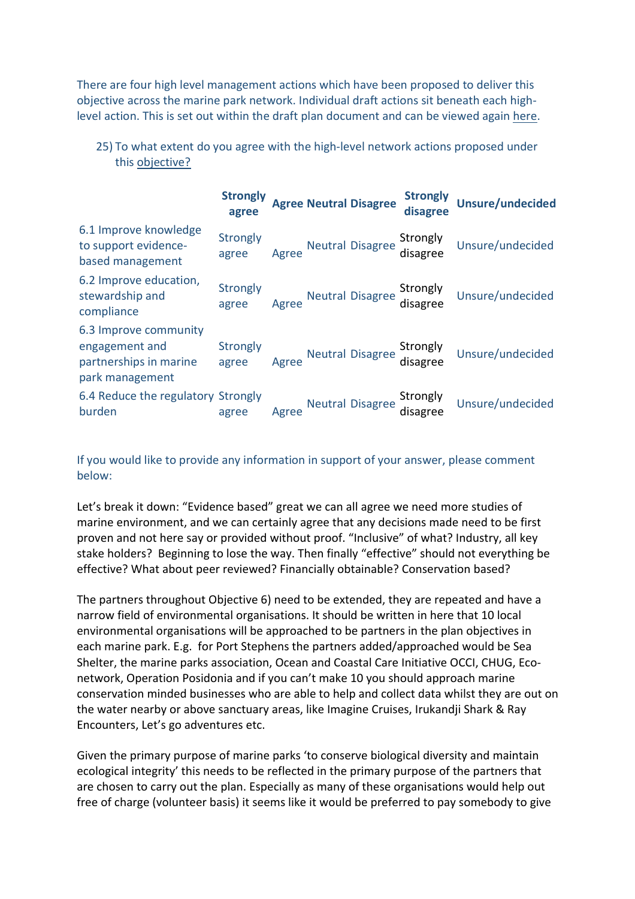There are four high level management actions which have been proposed to deliver this objective across the marine park network. Individual draft actions sit beneath each high-level action. This is set out within the draft plan document and can be viewed again here.

25) To what extent do you agree with the high-level network actions proposed under this objective?

| | Strongly agree | Agree | Neutral | Disagree | Strongly disagree | Unsure/undecided |
|---|---|---|---|---|---|---|
| 6.1 Improve knowledge to support evidence-based management | Strongly agree | Agree | Neutral | Disagree | Strongly disagree | Unsure/undecided |
| 6.2 Improve education, stewardship and compliance | Strongly agree | Agree | Neutral | Disagree | Strongly disagree | Unsure/undecided |
| 6.3 Improve community engagement and partnerships in marine park management | Strongly agree | Agree | Neutral | Disagree | Strongly disagree | Unsure/undecided |
| 6.4 Reduce the regulatory burden | Strongly agree | Agree | Neutral | Disagree | Strongly disagree | Unsure/undecided |

If you would like to provide any information in support of your answer, please comment below:

Let's break it down: "Evidence based" great we can all agree we need more studies of marine environment, and we can certainly agree that any decisions made need to be first proven and not here say or provided without proof. "Inclusive" of what? Industry, all key stake holders? Beginning to lose the way. Then finally "effective" should not everything be effective? What about peer reviewed? Financially obtainable? Conservation based?

The partners throughout Objective 6) need to be extended, they are repeated and have a narrow field of environmental organisations. It should be written in here that 10 local environmental organisations will be approached to be partners in the plan objectives in each marine park. E.g. for Port Stephens the partners added/approached would be Sea Shelter, the marine parks association, Ocean and Coastal Care Initiative OCCI, CHUG, Eco-network, Operation Posidonia and if you can't make 10 you should approach marine conservation minded businesses who are able to help and collect data whilst they are out on the water nearby or above sanctuary areas, like Imagine Cruises, Irukandji Shark & Ray Encounters, Let's go adventures etc.

Given the primary purpose of marine parks 'to conserve biological diversity and maintain ecological integrity' this needs to be reflected in the primary purpose of the partners that are chosen to carry out the plan. Especially as many of these organisations would help out free of charge (volunteer basis) it seems like it would be preferred to pay somebody to give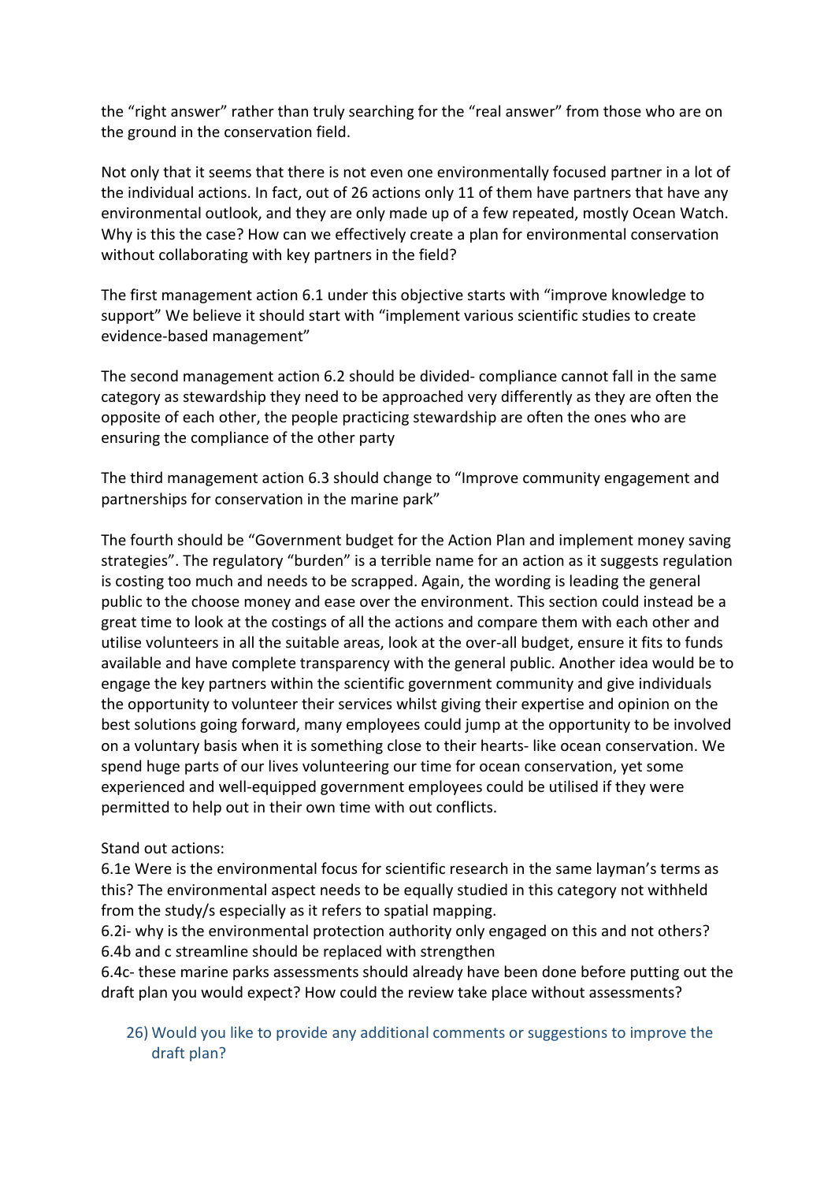the "right answer" rather than truly searching for the "real answer" from those who are on the ground in the conservation field.

Not only that it seems that there is not even one environmentally focused partner in a lot of the individual actions. In fact, out of 26 actions only 11 of them have partners that have any environmental outlook, and they are only made up of a few repeated, mostly Ocean Watch. Why is this the case? How can we effectively create a plan for environmental conservation without collaborating with key partners in the field?

The first management action 6.1 under this objective starts with "improve knowledge to support" We believe it should start with "implement various scientific studies to create evidence-based management"

The second management action 6.2 should be divided- compliance cannot fall in the same category as stewardship they need to be approached very differently as they are often the opposite of each other, the people practicing stewardship are often the ones who are ensuring the compliance of the other party

The third management action 6.3 should change to "Improve community engagement and partnerships for conservation in the marine park"

The fourth should be "Government budget for the Action Plan and implement money saving strategies". The regulatory "burden" is a terrible name for an action as it suggests regulation is costing too much and needs to be scrapped. Again, the wording is leading the general public to the choose money and ease over the environment. This section could instead be a great time to look at the costings of all the actions and compare them with each other and utilise volunteers in all the suitable areas, look at the over-all budget, ensure it fits to funds available and have complete transparency with the general public. Another idea would be to engage the key partners within the scientific government community and give individuals the opportunity to volunteer their services whilst giving their expertise and opinion on the best solutions going forward, many employees could jump at the opportunity to be involved on a voluntary basis when it is something close to their hearts- like ocean conservation. We spend huge parts of our lives volunteering our time for ocean conservation, yet some experienced and well-equipped government employees could be utilised if they were permitted to help out in their own time with out conflicts.

Stand out actions:
6.1e Were is the environmental focus for scientific research in the same layman's terms as this? The environmental aspect needs to be equally studied in this category not withheld from the study/s especially as it refers to spatial mapping.
6.2i- why is the environmental protection authority only engaged on this and not others?
6.4b and c streamline should be replaced with strengthen
6.4c- these marine parks assessments should already have been done before putting out the draft plan you would expect? How could the review take place without assessments?

26) Would you like to provide any additional comments or suggestions to improve the draft plan?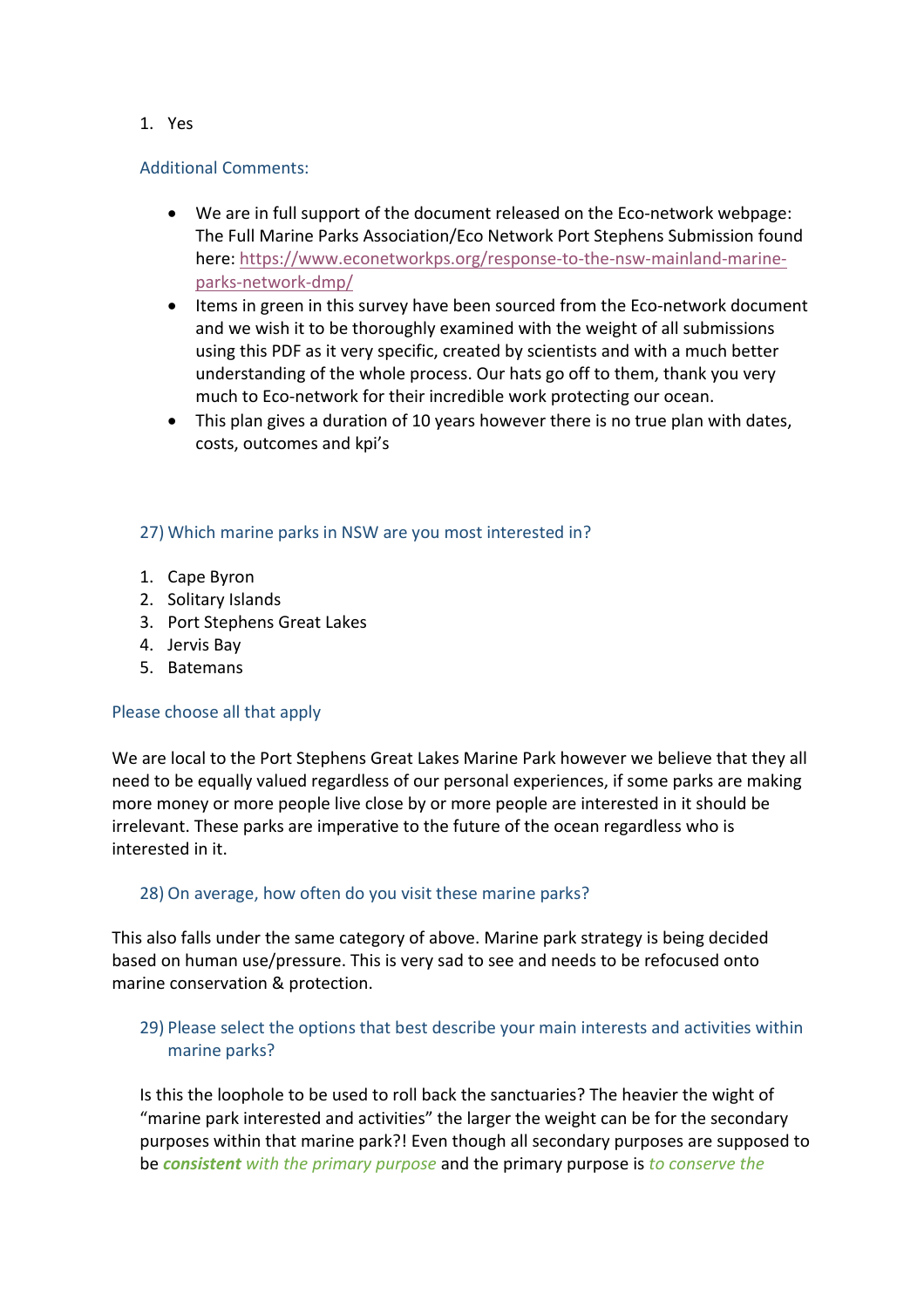1. Yes

Additional Comments:

- We are in full support of the document released on the Eco-network webpage: The Full Marine Parks Association/Eco Network Port Stephens Submission found here: [https://www.econetworkps.org/response-to-the-nsw-mainland-marine-parks-network-dmp/](https://www.econetworkps.org/response-to-the-nsw-mainland-marine-parks-network-dmp/)
- Items in green in this survey have been sourced from the Eco-network document and we wish it to be thoroughly examined with the weight of all submissions using this PDF as it very specific, created by scientists and with a much better understanding of the whole process. Our hats go off to them, thank you very much to Eco-network for their incredible work protecting our ocean.
- This plan gives a duration of 10 years however there is no true plan with dates, costs, outcomes and kpi's

27) Which marine parks in NSW are you most interested in?

1. Cape Byron
2. Solitary Islands
3. Port Stephens Great Lakes
4. Jervis Bay
5. Batemans

Please choose all that apply

We are local to the Port Stephens Great Lakes Marine Park however we believe that they all need to be equally valued regardless of our personal experiences, if some parks are making more money or more people live close by or more people are interested in it should be irrelevant. These parks are imperative to the future of the ocean regardless who is interested in it.

28) On average, how often do you visit these marine parks?

This also falls under the same category of above. Marine park strategy is being decided based on human use/pressure. This is very sad to see and needs to be refocused onto marine conservation & protection.

29) Please select the options that best describe your main interests and activities within marine parks?

Is this the loophole to be used to roll back the sanctuaries? The heavier the wight of "marine park interested and activities" the larger the weight can be for the secondary purposes within that marine park?! Even though all secondary purposes are supposed to be ***consistent** with the primary purpose* and the primary purpose is *to conserve the*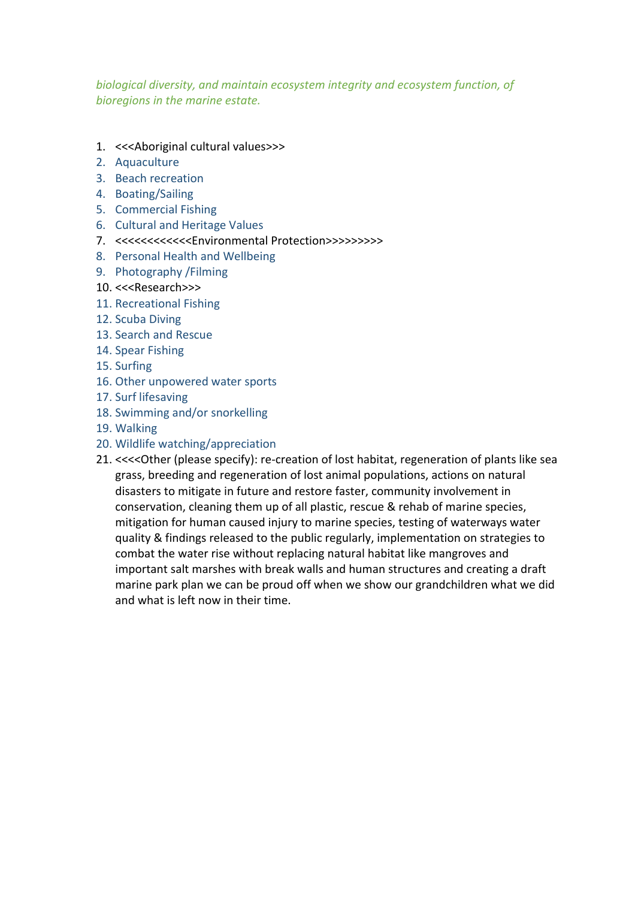*biological diversity, and maintain ecosystem integrity and ecosystem function, of bioregions in the marine estate.*

1. <<<Aboriginal cultural values>>>
2. Aquaculture
3. Beach recreation
4. Boating/Sailing
5. Commercial Fishing
6. Cultural and Heritage Values
7. <<<<<<<<<<<<Environmental Protection>>>>>>>>>
8. Personal Health and Wellbeing
9. Photography /Filming
10. <<<Research>>>
11. Recreational Fishing
12. Scuba Diving
13. Search and Rescue
14. Spear Fishing
15. Surfing
16. Other unpowered water sports
17. Surf lifesaving
18. Swimming and/or snorkelling
19. Walking
20. Wildlife watching/appreciation
21. <<<<Other (please specify): re-creation of lost habitat, regeneration of plants like sea grass, breeding and regeneration of lost animal populations, actions on natural disasters to mitigate in future and restore faster, community involvement in conservation, cleaning them up of all plastic, rescue & rehab of marine species, mitigation for human caused injury to marine species, testing of waterways water quality & findings released to the public regularly, implementation on strategies to combat the water rise without replacing natural habitat like mangroves and important salt marshes with break walls and human structures and creating a draft marine park plan we can be proud off when we show our grandchildren what we did and what is left now in their time.